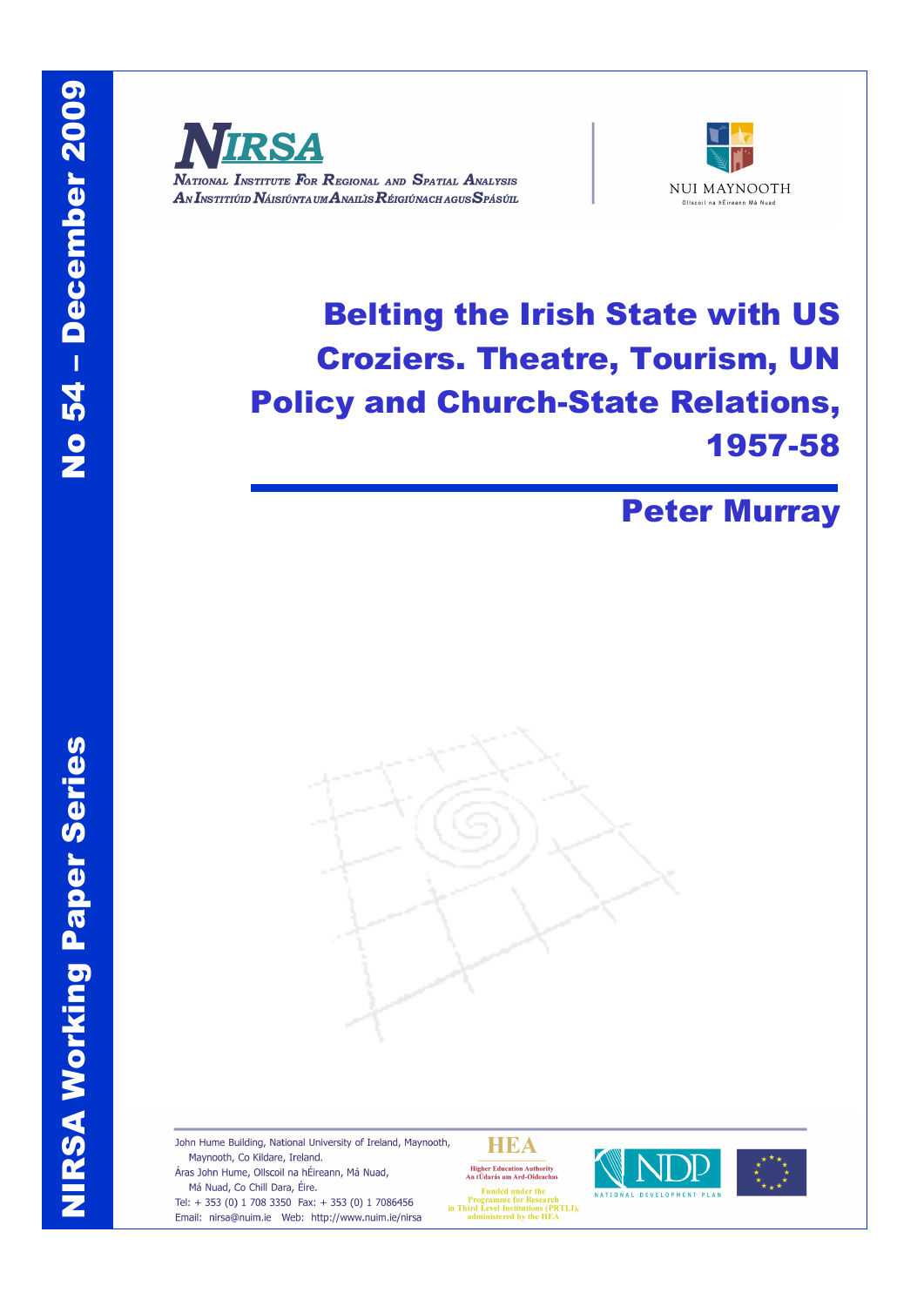NIRSA Working Paper Series

No 54 – December 2009

NIRSA

National Institute For Regional and Spatial Analysis

An Institiúid Náisiúnta um Anailís Réigiúnach agus Spásúil

NUI MAYNOOTH

Ollscoil na hÉireann Má Nuad

# Belting the Irish State with US Croziers. Theatre, Tourism, UN Policy and Church-State Relations, 1957-58

## Peter Murray

John Hume Building, National University of Ireland, Maynooth, Maynooth, Co Kildare, Ireland.
Áras John Hume, Ollscoil na hÉireann, Má Nuad, Má Nuad, Co Chill Dara, Éire.
Tel: + 353 (0) 1 708 3350 Fax: + 353 (0) 1 7086456
Email: nirsa@nuim.ie Web: http://www.nuim.ie/nirsa

HEA
Higher Education Authority
An tÚdarás um Ard-Oideachas
Funded under the Programme for Research in Third Level Institutions (PRTLI), administered by the HEA

NDP
NATIONAL DEVELOPMENT PLAN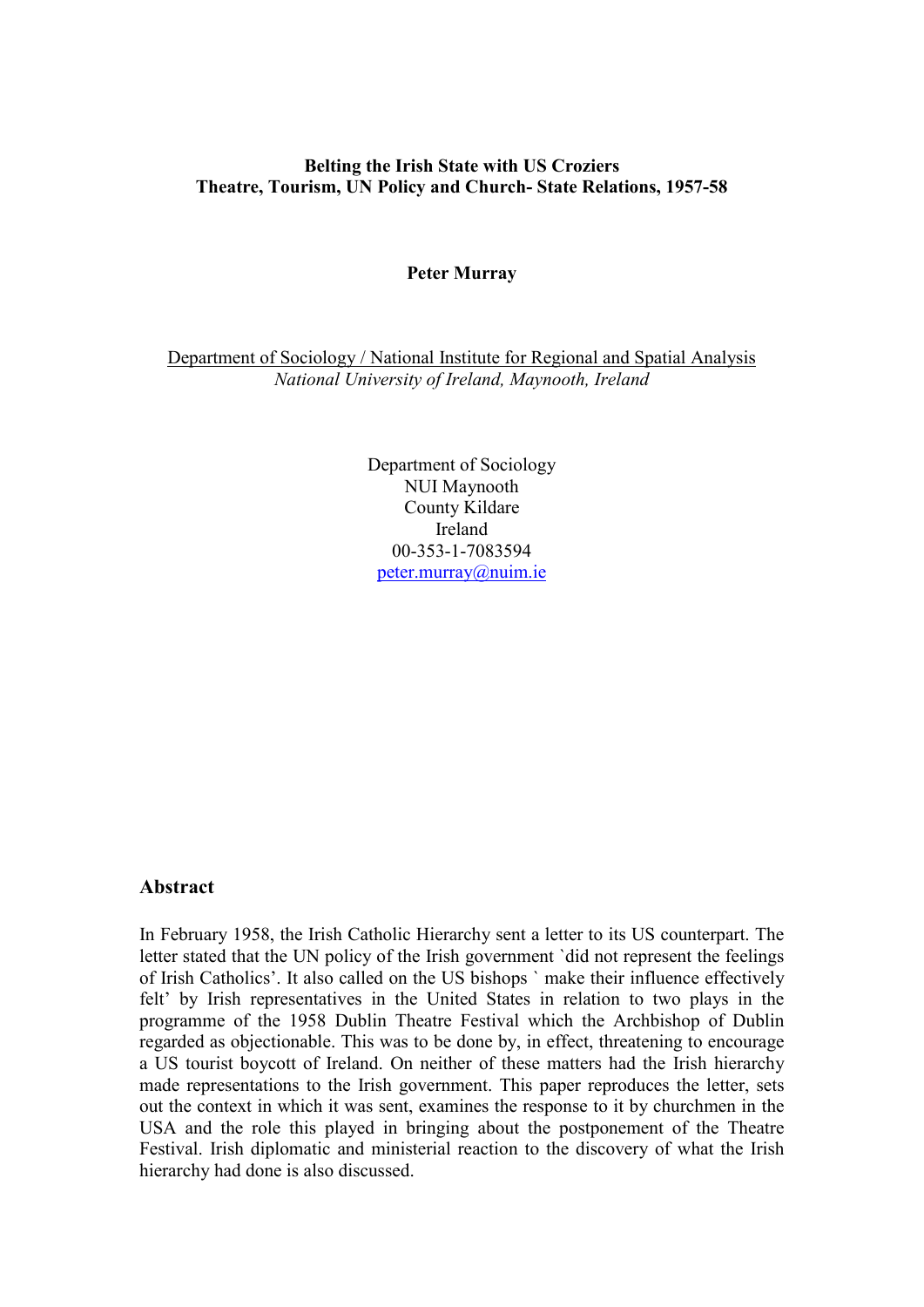**Belting the Irish State with US Croziers**
**Theatre, Tourism, UN Policy and Church- State Relations, 1957-58**

**Peter Murray**

Department of Sociology / National Institute for Regional and Spatial Analysis
*National University of Ireland, Maynooth, Ireland*

Department of Sociology
NUI Maynooth
County Kildare
Ireland
00-353-1-7083594
peter.murray@nuim.ie

## Abstract

In February 1958, the Irish Catholic Hierarchy sent a letter to its US counterpart. The letter stated that the UN policy of the Irish government `did not represent the feelings of Irish Catholics'. It also called on the US bishops ` make their influence effectively felt' by Irish representatives in the United States in relation to two plays in the programme of the 1958 Dublin Theatre Festival which the Archbishop of Dublin regarded as objectionable. This was to be done by, in effect, threatening to encourage a US tourist boycott of Ireland. On neither of these matters had the Irish hierarchy made representations to the Irish government. This paper reproduces the letter, sets out the context in which it was sent, examines the response to it by churchmen in the USA and the role this played in bringing about the postponement of the Theatre Festival. Irish diplomatic and ministerial reaction to the discovery of what the Irish hierarchy had done is also discussed.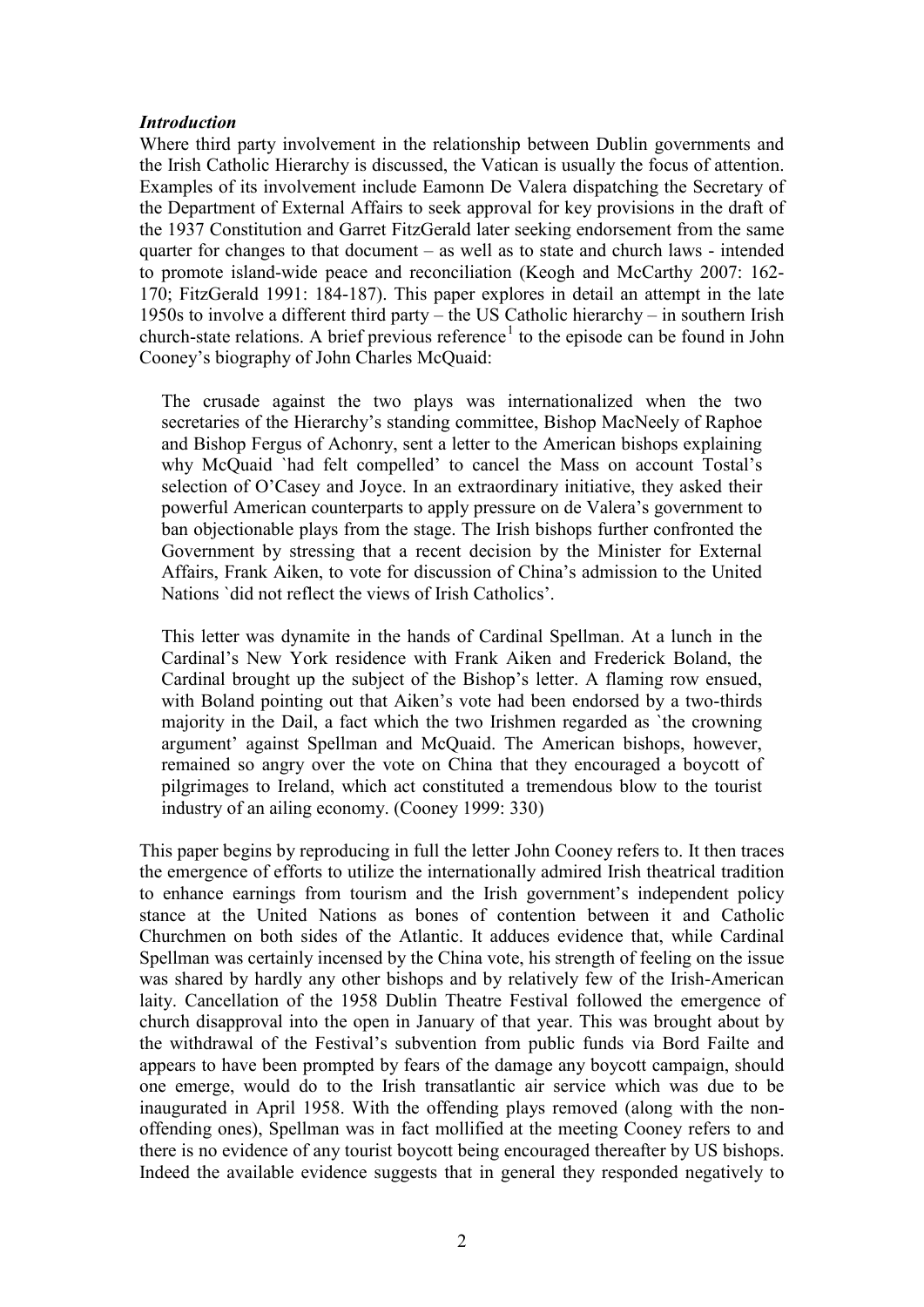### *Introduction*

Where third party involvement in the relationship between Dublin governments and the Irish Catholic Hierarchy is discussed, the Vatican is usually the focus of attention. Examples of its involvement include Eamonn De Valera dispatching the Secretary of the Department of External Affairs to seek approval for key provisions in the draft of the 1937 Constitution and Garret FitzGerald later seeking endorsement from the same quarter for changes to that document – as well as to state and church laws - intended to promote island-wide peace and reconciliation (Keogh and McCarthy 2007: 162-170; FitzGerald 1991: 184-187). This paper explores in detail an attempt in the late 1950s to involve a different third party – the US Catholic hierarchy – in southern Irish church-state relations. A brief previous reference[1] to the episode can be found in John Cooney's biography of John Charles McQuaid:

> The crusade against the two plays was internationalized when the two secretaries of the Hierarchy's standing committee, Bishop MacNeely of Raphoe and Bishop Fergus of Achonry, sent a letter to the American bishops explaining why McQuaid `had felt compelled' to cancel the Mass on account Tostal's selection of O'Casey and Joyce. In an extraordinary initiative, they asked their powerful American counterparts to apply pressure on de Valera's government to ban objectionable plays from the stage. The Irish bishops further confronted the Government by stressing that a recent decision by the Minister for External Affairs, Frank Aiken, to vote for discussion of China's admission to the United Nations `did not reflect the views of Irish Catholics'.
>
> This letter was dynamite in the hands of Cardinal Spellman. At a lunch in the Cardinal's New York residence with Frank Aiken and Frederick Boland, the Cardinal brought up the subject of the Bishop's letter. A flaming row ensued, with Boland pointing out that Aiken's vote had been endorsed by a two-thirds majority in the Dail, a fact which the two Irishmen regarded as `the crowning argument' against Spellman and McQuaid. The American bishops, however, remained so angry over the vote on China that they encouraged a boycott of pilgrimages to Ireland, which act constituted a tremendous blow to the tourist industry of an ailing economy. (Cooney 1999: 330)

This paper begins by reproducing in full the letter John Cooney refers to. It then traces the emergence of efforts to utilize the internationally admired Irish theatrical tradition to enhance earnings from tourism and the Irish government's independent policy stance at the United Nations as bones of contention between it and Catholic Churchmen on both sides of the Atlantic. It adduces evidence that, while Cardinal Spellman was certainly incensed by the China vote, his strength of feeling on the issue was shared by hardly any other bishops and by relatively few of the Irish-American laity. Cancellation of the 1958 Dublin Theatre Festival followed the emergence of church disapproval into the open in January of that year. This was brought about by the withdrawal of the Festival's subvention from public funds via Bord Failte and appears to have been prompted by fears of the damage any boycott campaign, should one emerge, would do to the Irish transatlantic air service which was due to be inaugurated in April 1958. With the offending plays removed (along with the non-offending ones), Spellman was in fact mollified at the meeting Cooney refers to and there is no evidence of any tourist boycott being encouraged thereafter by US bishops. Indeed the available evidence suggests that in general they responded negatively to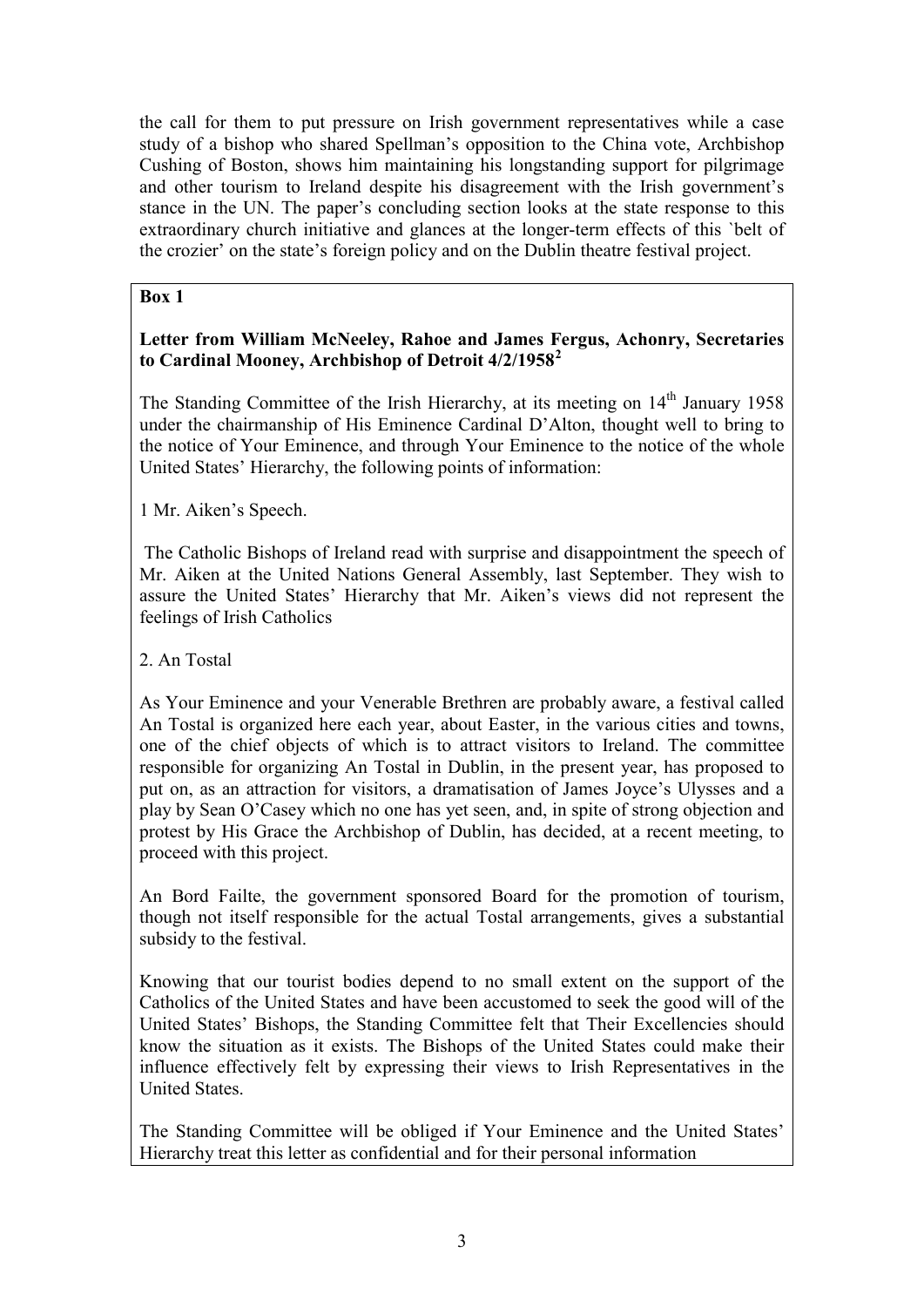the call for them to put pressure on Irish government representatives while a case study of a bishop who shared Spellman's opposition to the China vote, Archbishop Cushing of Boston, shows him maintaining his longstanding support for pilgrimage and other tourism to Ireland despite his disagreement with the Irish government's stance in the UN. The paper's concluding section looks at the state response to this extraordinary church initiative and glances at the longer-term effects of this `belt of the crozier' on the state's foreign policy and on the Dublin theatre festival project.

**Box 1**

**Letter from William McNeeley, Rahoe and James Fergus, Achonry, Secretaries to Cardinal Mooney, Archbishop of Detroit 4/2/1958[2]**

The Standing Committee of the Irish Hierarchy, at its meeting on 14th January 1958 under the chairmanship of His Eminence Cardinal D'Alton, thought well to bring to the notice of Your Eminence, and through Your Eminence to the notice of the whole United States' Hierarchy, the following points of information:

1 Mr. Aiken's Speech.

The Catholic Bishops of Ireland read with surprise and disappointment the speech of Mr. Aiken at the United Nations General Assembly, last September. They wish to assure the United States' Hierarchy that Mr. Aiken's views did not represent the feelings of Irish Catholics

2. An Tostal

As Your Eminence and your Venerable Brethren are probably aware, a festival called An Tostal is organized here each year, about Easter, in the various cities and towns, one of the chief objects of which is to attract visitors to Ireland. The committee responsible for organizing An Tostal in Dublin, in the present year, has proposed to put on, as an attraction for visitors, a dramatisation of James Joyce's Ulysses and a play by Sean O'Casey which no one has yet seen, and, in spite of strong objection and protest by His Grace the Archbishop of Dublin, has decided, at a recent meeting, to proceed with this project.

An Bord Failte, the government sponsored Board for the promotion of tourism, though not itself responsible for the actual Tostal arrangements, gives a substantial subsidy to the festival.

Knowing that our tourist bodies depend to no small extent on the support of the Catholics of the United States and have been accustomed to seek the good will of the United States' Bishops, the Standing Committee felt that Their Excellencies should know the situation as it exists. The Bishops of the United States could make their influence effectively felt by expressing their views to Irish Representatives in the United States.

The Standing Committee will be obliged if Your Eminence and the United States' Hierarchy treat this letter as confidential and for their personal information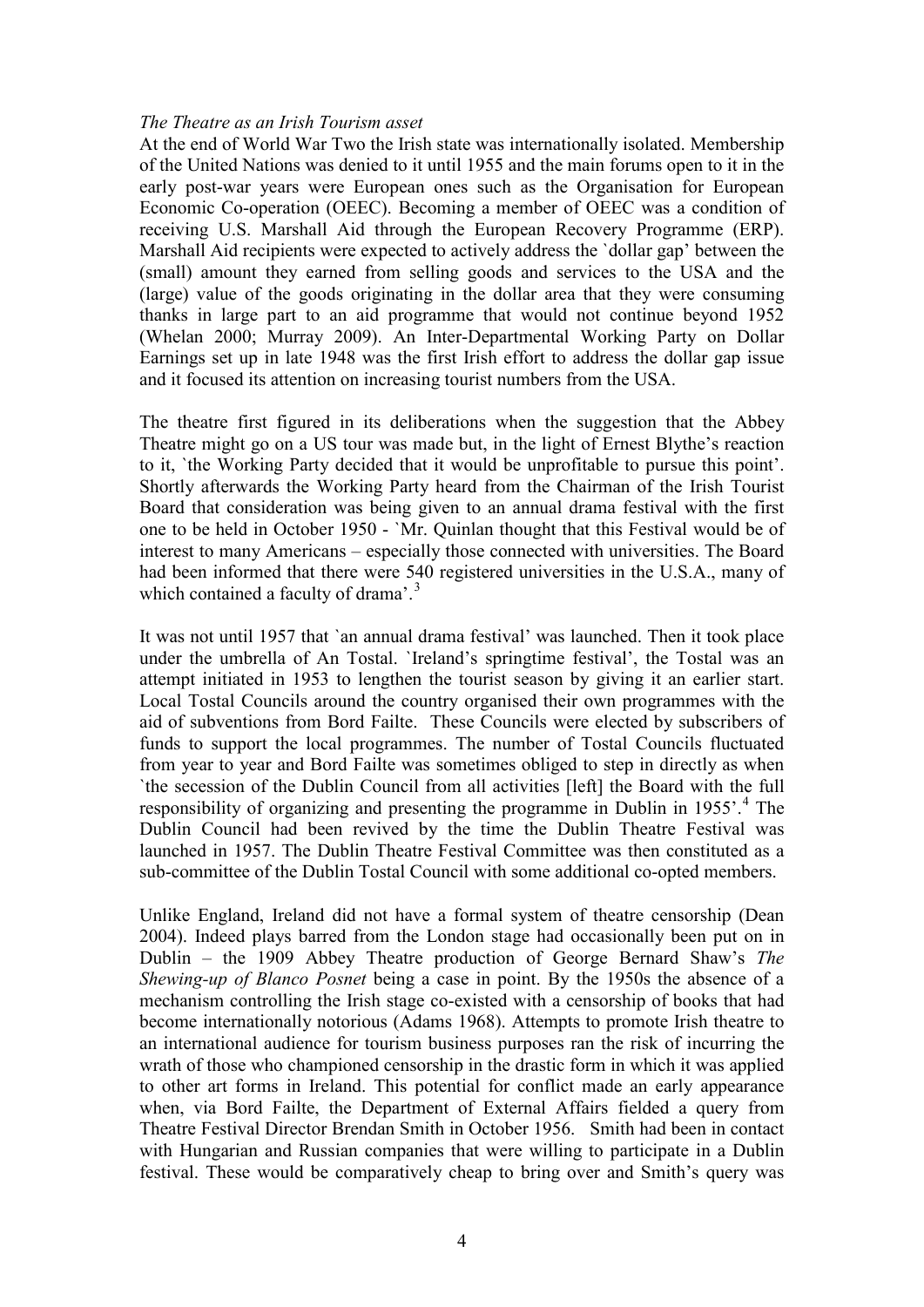*The Theatre as an Irish Tourism asset*

At the end of World War Two the Irish state was internationally isolated. Membership of the United Nations was denied to it until 1955 and the main forums open to it in the early post-war years were European ones such as the Organisation for European Economic Co-operation (OEEC). Becoming a member of OEEC was a condition of receiving U.S. Marshall Aid through the European Recovery Programme (ERP). Marshall Aid recipients were expected to actively address the `dollar gap' between the (small) amount they earned from selling goods and services to the USA and the (large) value of the goods originating in the dollar area that they were consuming thanks in large part to an aid programme that would not continue beyond 1952 (Whelan 2000; Murray 2009). An Inter-Departmental Working Party on Dollar Earnings set up in late 1948 was the first Irish effort to address the dollar gap issue and it focused its attention on increasing tourist numbers from the USA.

The theatre first figured in its deliberations when the suggestion that the Abbey Theatre might go on a US tour was made but, in the light of Ernest Blythe's reaction to it, `the Working Party decided that it would be unprofitable to pursue this point'. Shortly afterwards the Working Party heard from the Chairman of the Irish Tourist Board that consideration was being given to an annual drama festival with the first one to be held in October 1950 - `Mr. Quinlan thought that this Festival would be of interest to many Americans – especially those connected with universities. The Board had been informed that there were 540 registered universities in the U.S.A., many of which contained a faculty of drama'.[3]

It was not until 1957 that `an annual drama festival' was launched. Then it took place under the umbrella of An Tostal. `Ireland's springtime festival', the Tostal was an attempt initiated in 1953 to lengthen the tourist season by giving it an earlier start. Local Tostal Councils around the country organised their own programmes with the aid of subventions from Bord Failte. These Councils were elected by subscribers of funds to support the local programmes. The number of Tostal Councils fluctuated from year to year and Bord Failte was sometimes obliged to step in directly as when `the secession of the Dublin Council from all activities [left] the Board with the full responsibility of organizing and presenting the programme in Dublin in 1955'.[4] The Dublin Council had been revived by the time the Dublin Theatre Festival was launched in 1957. The Dublin Theatre Festival Committee was then constituted as a sub-committee of the Dublin Tostal Council with some additional co-opted members.

Unlike England, Ireland did not have a formal system of theatre censorship (Dean 2004). Indeed plays barred from the London stage had occasionally been put on in Dublin – the 1909 Abbey Theatre production of George Bernard Shaw's *The Shewing-up of Blanco Posnet* being a case in point. By the 1950s the absence of a mechanism controlling the Irish stage co-existed with a censorship of books that had become internationally notorious (Adams 1968). Attempts to promote Irish theatre to an international audience for tourism business purposes ran the risk of incurring the wrath of those who championed censorship in the drastic form in which it was applied to other art forms in Ireland. This potential for conflict made an early appearance when, via Bord Failte, the Department of External Affairs fielded a query from Theatre Festival Director Brendan Smith in October 1956. Smith had been in contact with Hungarian and Russian companies that were willing to participate in a Dublin festival. These would be comparatively cheap to bring over and Smith's query was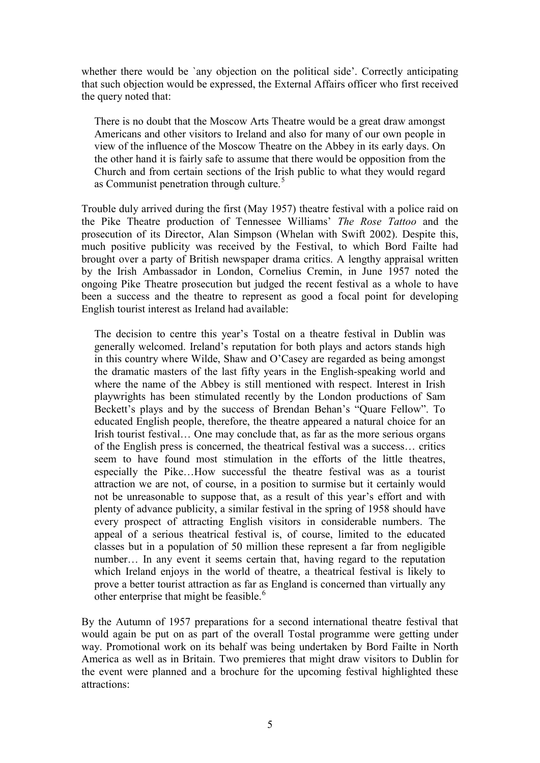whether there would be `any objection on the political side'. Correctly anticipating that such objection would be expressed, the External Affairs officer who first received the query noted that:

> There is no doubt that the Moscow Arts Theatre would be a great draw amongst Americans and other visitors to Ireland and also for many of our own people in view of the influence of the Moscow Theatre on the Abbey in its early days. On the other hand it is fairly safe to assume that there would be opposition from the Church and from certain sections of the Irish public to what they would regard as Communist penetration through culture.[5]

Trouble duly arrived during the first (May 1957) theatre festival with a police raid on the Pike Theatre production of Tennessee Williams' *The Rose Tattoo* and the prosecution of its Director, Alan Simpson (Whelan with Swift 2002). Despite this, much positive publicity was received by the Festival, to which Bord Failte had brought over a party of British newspaper drama critics. A lengthy appraisal written by the Irish Ambassador in London, Cornelius Cremin, in June 1957 noted the ongoing Pike Theatre prosecution but judged the recent festival as a whole to have been a success and the theatre to represent as good a focal point for developing English tourist interest as Ireland had available:

> The decision to centre this year's Tostal on a theatre festival in Dublin was generally welcomed. Ireland's reputation for both plays and actors stands high in this country where Wilde, Shaw and O'Casey are regarded as being amongst the dramatic masters of the last fifty years in the English-speaking world and where the name of the Abbey is still mentioned with respect. Interest in Irish playwrights has been stimulated recently by the London productions of Sam Beckett's plays and by the success of Brendan Behan's "Quare Fellow". To educated English people, therefore, the theatre appeared a natural choice for an Irish tourist festival… One may conclude that, as far as the more serious organs of the English press is concerned, the theatrical festival was a success… critics seem to have found most stimulation in the efforts of the little theatres, especially the Pike…How successful the theatre festival was as a tourist attraction we are not, of course, in a position to surmise but it certainly would not be unreasonable to suppose that, as a result of this year's effort and with plenty of advance publicity, a similar festival in the spring of 1958 should have every prospect of attracting English visitors in considerable numbers. The appeal of a serious theatrical festival is, of course, limited to the educated classes but in a population of 50 million these represent a far from negligible number… In any event it seems certain that, having regard to the reputation which Ireland enjoys in the world of theatre, a theatrical festival is likely to prove a better tourist attraction as far as England is concerned than virtually any other enterprise that might be feasible.[6]

By the Autumn of 1957 preparations for a second international theatre festival that would again be put on as part of the overall Tostal programme were getting under way. Promotional work on its behalf was being undertaken by Bord Failte in North America as well as in Britain. Two premieres that might draw visitors to Dublin for the event were planned and a brochure for the upcoming festival highlighted these attractions: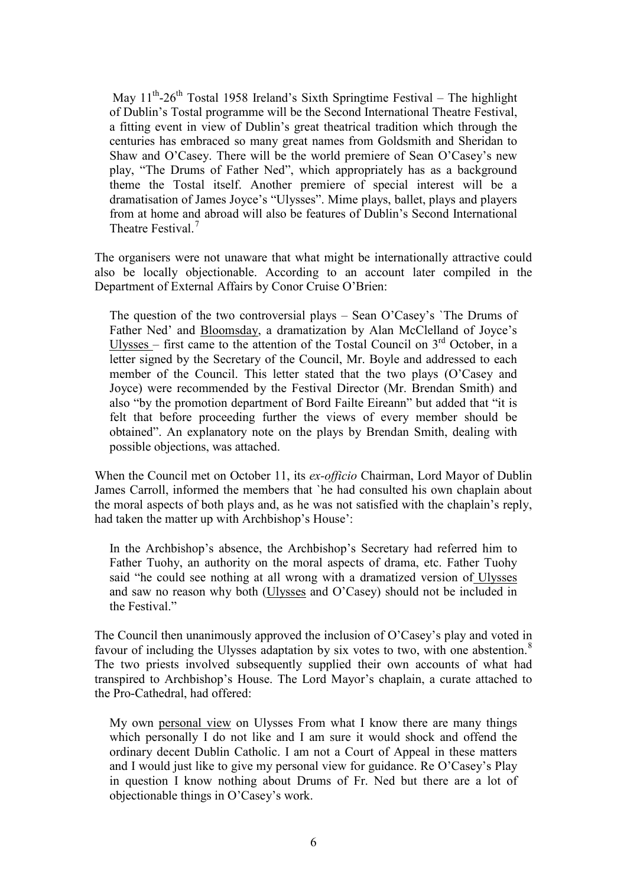> May 11th-26th Tostal 1958 Ireland's Sixth Springtime Festival – The highlight of Dublin's Tostal programme will be the Second International Theatre Festival, a fitting event in view of Dublin's great theatrical tradition which through the centuries has embraced so many great names from Goldsmith and Sheridan to Shaw and O'Casey. There will be the world premiere of Sean O'Casey's new play, "The Drums of Father Ned", which appropriately has as a background theme the Tostal itself. Another premiere of special interest will be a dramatisation of James Joyce's "Ulysses". Mime plays, ballet, plays and players from at home and abroad will also be features of Dublin's Second International Theatre Festival.[7]

The organisers were not unaware that what might be internationally attractive could also be locally objectionable. According to an account later compiled in the Department of External Affairs by Conor Cruise O'Brien:

> The question of the two controversial plays – Sean O'Casey's `The Drums of Father Ned' and Bloomsday, a dramatization by Alan McClelland of Joyce's Ulysses – first came to the attention of the Tostal Council on 3rd October, in a letter signed by the Secretary of the Council, Mr. Boyle and addressed to each member of the Council. This letter stated that the two plays (O'Casey and Joyce) were recommended by the Festival Director (Mr. Brendan Smith) and also "by the promotion department of Bord Failte Eireann" but added that "it is felt that before proceeding further the views of every member should be obtained". An explanatory note on the plays by Brendan Smith, dealing with possible objections, was attached.

When the Council met on October 11, its *ex-officio* Chairman, Lord Mayor of Dublin James Carroll, informed the members that `he had consulted his own chaplain about the moral aspects of both plays and, as he was not satisfied with the chaplain's reply, had taken the matter up with Archbishop's House':

> In the Archbishop's absence, the Archbishop's Secretary had referred him to Father Tuohy, an authority on the moral aspects of drama, etc. Father Tuohy said "he could see nothing at all wrong with a dramatized version of Ulysses and saw no reason why both (Ulysses and O'Casey) should not be included in the Festival."

The Council then unanimously approved the inclusion of O'Casey's play and voted in favour of including the Ulysses adaptation by six votes to two, with one abstention.[8] The two priests involved subsequently supplied their own accounts of what had transpired to Archbishop's House. The Lord Mayor's chaplain, a curate attached to the Pro-Cathedral, had offered:

> My own personal view on Ulysses From what I know there are many things which personally I do not like and I am sure it would shock and offend the ordinary decent Dublin Catholic. I am not a Court of Appeal in these matters and I would just like to give my personal view for guidance. Re O'Casey's Play in question I know nothing about Drums of Fr. Ned but there are a lot of objectionable things in O'Casey's work.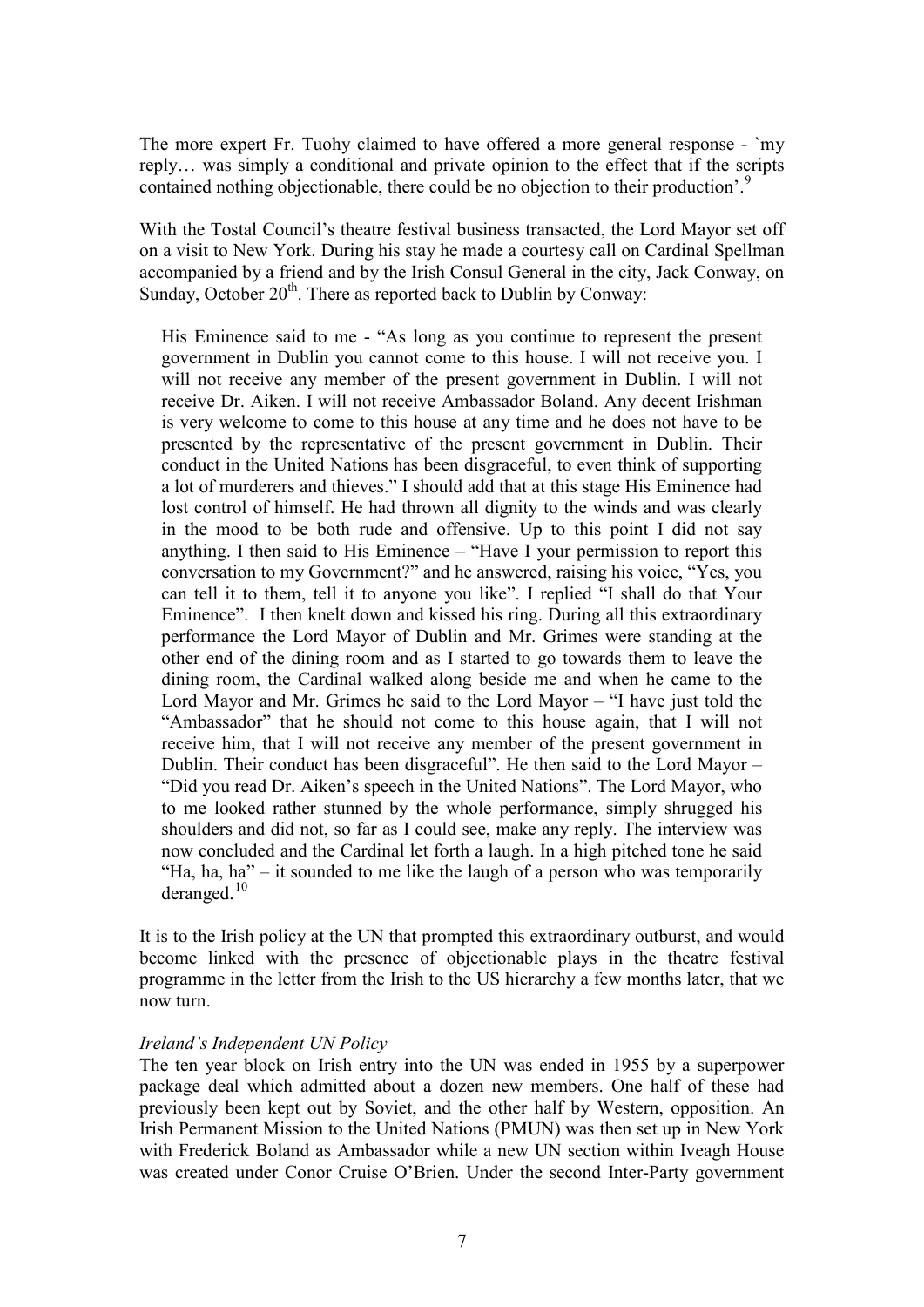The more expert Fr. Tuohy claimed to have offered a more general response - `my reply… was simply a conditional and private opinion to the effect that if the scripts contained nothing objectionable, there could be no objection to their production'.[9]

With the Tostal Council's theatre festival business transacted, the Lord Mayor set off on a visit to New York. During his stay he made a courtesy call on Cardinal Spellman accompanied by a friend and by the Irish Consul General in the city, Jack Conway, on Sunday, October 20th. There as reported back to Dublin by Conway:

> His Eminence said to me - "As long as you continue to represent the present government in Dublin you cannot come to this house. I will not receive you. I will not receive any member of the present government in Dublin. I will not receive Dr. Aiken. I will not receive Ambassador Boland. Any decent Irishman is very welcome to come to this house at any time and he does not have to be presented by the representative of the present government in Dublin. Their conduct in the United Nations has been disgraceful, to even think of supporting a lot of murderers and thieves." I should add that at this stage His Eminence had lost control of himself. He had thrown all dignity to the winds and was clearly in the mood to be both rude and offensive. Up to this point I did not say anything. I then said to His Eminence – "Have I your permission to report this conversation to my Government?" and he answered, raising his voice, "Yes, you can tell it to them, tell it to anyone you like". I replied "I shall do that Your Eminence". I then knelt down and kissed his ring. During all this extraordinary performance the Lord Mayor of Dublin and Mr. Grimes were standing at the other end of the dining room and as I started to go towards them to leave the dining room, the Cardinal walked along beside me and when he came to the Lord Mayor and Mr. Grimes he said to the Lord Mayor – "I have just told the "Ambassador" that he should not come to this house again, that I will not receive him, that I will not receive any member of the present government in Dublin. Their conduct has been disgraceful". He then said to the Lord Mayor – "Did you read Dr. Aiken's speech in the United Nations". The Lord Mayor, who to me looked rather stunned by the whole performance, simply shrugged his shoulders and did not, so far as I could see, make any reply. The interview was now concluded and the Cardinal let forth a laugh. In a high pitched tone he said "Ha, ha, ha" – it sounded to me like the laugh of a person who was temporarily deranged.[10]

It is to the Irish policy at the UN that prompted this extraordinary outburst, and would become linked with the presence of objectionable plays in the theatre festival programme in the letter from the Irish to the US hierarchy a few months later, that we now turn.

*Ireland's Independent UN Policy*

The ten year block on Irish entry into the UN was ended in 1955 by a superpower package deal which admitted about a dozen new members. One half of these had previously been kept out by Soviet, and the other half by Western, opposition. An Irish Permanent Mission to the United Nations (PMUN) was then set up in New York with Frederick Boland as Ambassador while a new UN section within Iveagh House was created under Conor Cruise O'Brien. Under the second Inter-Party government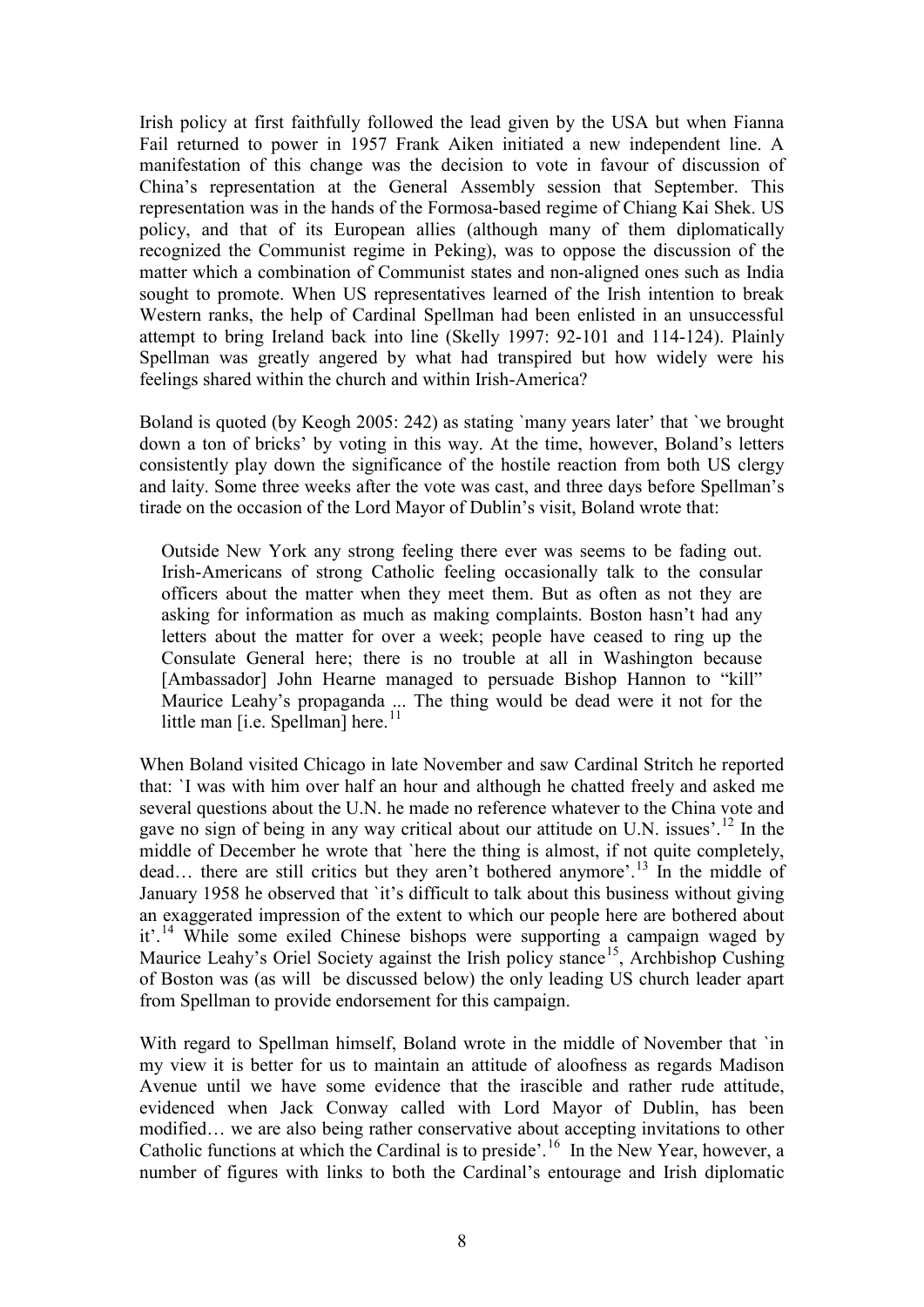Irish policy at first faithfully followed the lead given by the USA but when Fianna Fail returned to power in 1957 Frank Aiken initiated a new independent line. A manifestation of this change was the decision to vote in favour of discussion of China's representation at the General Assembly session that September. This representation was in the hands of the Formosa-based regime of Chiang Kai Shek. US policy, and that of its European allies (although many of them diplomatically recognized the Communist regime in Peking), was to oppose the discussion of the matter which a combination of Communist states and non-aligned ones such as India sought to promote. When US representatives learned of the Irish intention to break Western ranks, the help of Cardinal Spellman had been enlisted in an unsuccessful attempt to bring Ireland back into line (Skelly 1997: 92-101 and 114-124). Plainly Spellman was greatly angered by what had transpired but how widely were his feelings shared within the church and within Irish-America?

Boland is quoted (by Keogh 2005: 242) as stating `many years later' that `we brought down a ton of bricks' by voting in this way. At the time, however, Boland's letters consistently play down the significance of the hostile reaction from both US clergy and laity. Some three weeks after the vote was cast, and three days before Spellman's tirade on the occasion of the Lord Mayor of Dublin's visit, Boland wrote that:

> Outside New York any strong feeling there ever was seems to be fading out. Irish-Americans of strong Catholic feeling occasionally talk to the consular officers about the matter when they meet them. But as often as not they are asking for information as much as making complaints. Boston hasn't had any letters about the matter for over a week; people have ceased to ring up the Consulate General here; there is no trouble at all in Washington because [Ambassador] John Hearne managed to persuade Bishop Hannon to "kill" Maurice Leahy's propaganda ... The thing would be dead were it not for the little man [i.e. Spellman] here.[11]

When Boland visited Chicago in late November and saw Cardinal Stritch he reported that: `I was with him over half an hour and although he chatted freely and asked me several questions about the U.N. he made no reference whatever to the China vote and gave no sign of being in any way critical about our attitude on U.N. issues'.[12] In the middle of December he wrote that `here the thing is almost, if not quite completely, dead… there are still critics but they aren't bothered anymore'.[13] In the middle of January 1958 he observed that `it's difficult to talk about this business without giving an exaggerated impression of the extent to which our people here are bothered about it'.[14] While some exiled Chinese bishops were supporting a campaign waged by Maurice Leahy's Oriel Society against the Irish policy stance[15], Archbishop Cushing of Boston was (as will be discussed below) the only leading US church leader apart from Spellman to provide endorsement for this campaign.

With regard to Spellman himself, Boland wrote in the middle of November that `in my view it is better for us to maintain an attitude of aloofness as regards Madison Avenue until we have some evidence that the irascible and rather rude attitude, evidenced when Jack Conway called with Lord Mayor of Dublin, has been modified… we are also being rather conservative about accepting invitations to other Catholic functions at which the Cardinal is to preside'.[16] In the New Year, however, a number of figures with links to both the Cardinal's entourage and Irish diplomatic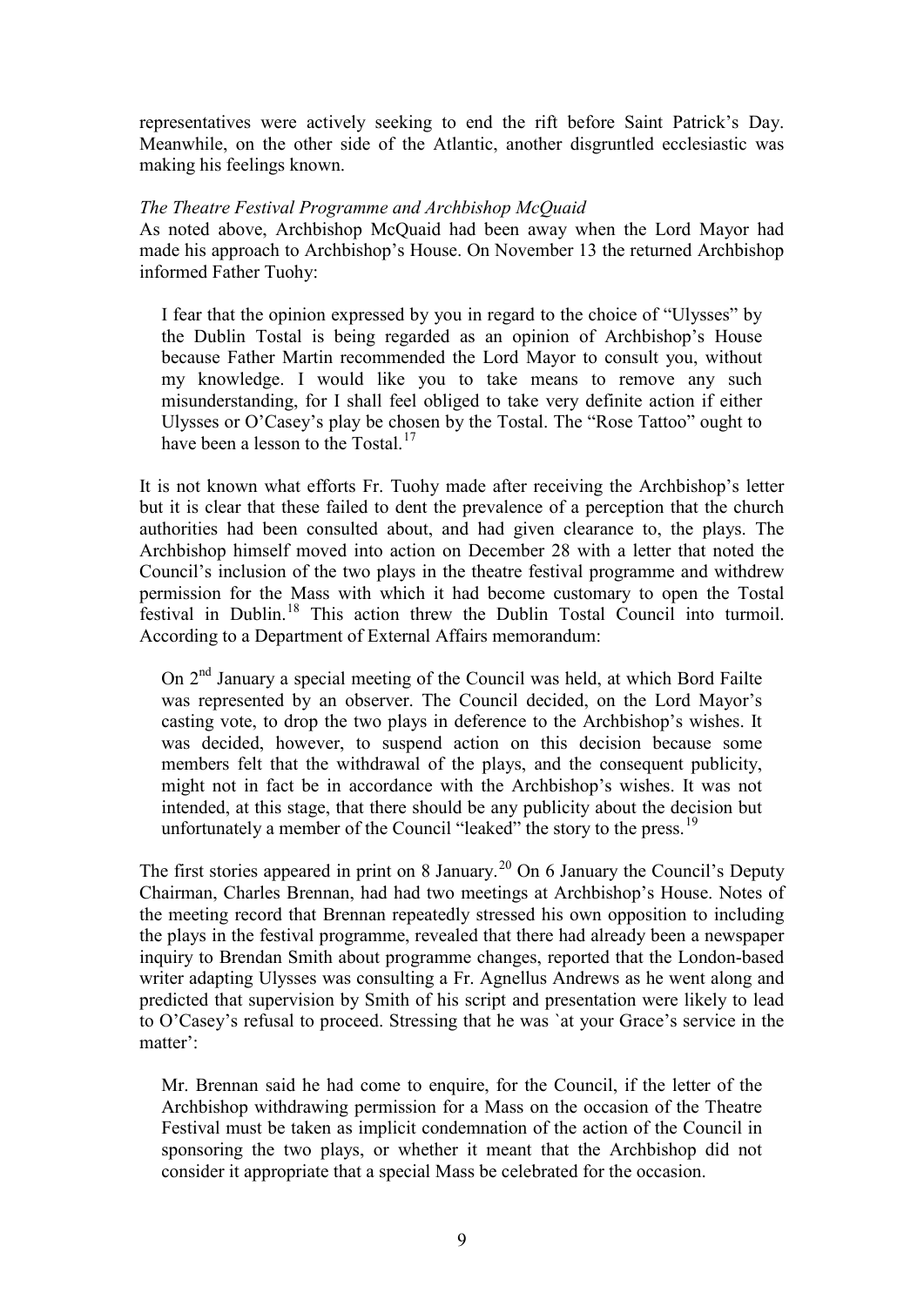representatives were actively seeking to end the rift before Saint Patrick's Day. Meanwhile, on the other side of the Atlantic, another disgruntled ecclesiastic was making his feelings known.

*The Theatre Festival Programme and Archbishop McQuaid*

As noted above, Archbishop McQuaid had been away when the Lord Mayor had made his approach to Archbishop's House. On November 13 the returned Archbishop informed Father Tuohy:

> I fear that the opinion expressed by you in regard to the choice of "Ulysses" by the Dublin Tostal is being regarded as an opinion of Archbishop's House because Father Martin recommended the Lord Mayor to consult you, without my knowledge. I would like you to take means to remove any such misunderstanding, for I shall feel obliged to take very definite action if either Ulysses or O'Casey's play be chosen by the Tostal. The "Rose Tattoo" ought to have been a lesson to the Tostal.[17]

It is not known what efforts Fr. Tuohy made after receiving the Archbishop's letter but it is clear that these failed to dent the prevalence of a perception that the church authorities had been consulted about, and had given clearance to, the plays. The Archbishop himself moved into action on December 28 with a letter that noted the Council's inclusion of the two plays in the theatre festival programme and withdrew permission for the Mass with which it had become customary to open the Tostal festival in Dublin.[18] This action threw the Dublin Tostal Council into turmoil. According to a Department of External Affairs memorandum:

> On 2nd January a special meeting of the Council was held, at which Bord Failte was represented by an observer. The Council decided, on the Lord Mayor's casting vote, to drop the two plays in deference to the Archbishop's wishes. It was decided, however, to suspend action on this decision because some members felt that the withdrawal of the plays, and the consequent publicity, might not in fact be in accordance with the Archbishop's wishes. It was not intended, at this stage, that there should be any publicity about the decision but unfortunately a member of the Council "leaked" the story to the press.[19]

The first stories appeared in print on 8 January.[20] On 6 January the Council's Deputy Chairman, Charles Brennan, had had two meetings at Archbishop's House. Notes of the meeting record that Brennan repeatedly stressed his own opposition to including the plays in the festival programme, revealed that there had already been a newspaper inquiry to Brendan Smith about programme changes, reported that the London-based writer adapting Ulysses was consulting a Fr. Agnellus Andrews as he went along and predicted that supervision by Smith of his script and presentation were likely to lead to O'Casey's refusal to proceed. Stressing that he was `at your Grace's service in the matter':

> Mr. Brennan said he had come to enquire, for the Council, if the letter of the Archbishop withdrawing permission for a Mass on the occasion of the Theatre Festival must be taken as implicit condemnation of the action of the Council in sponsoring the two plays, or whether it meant that the Archbishop did not consider it appropriate that a special Mass be celebrated for the occasion.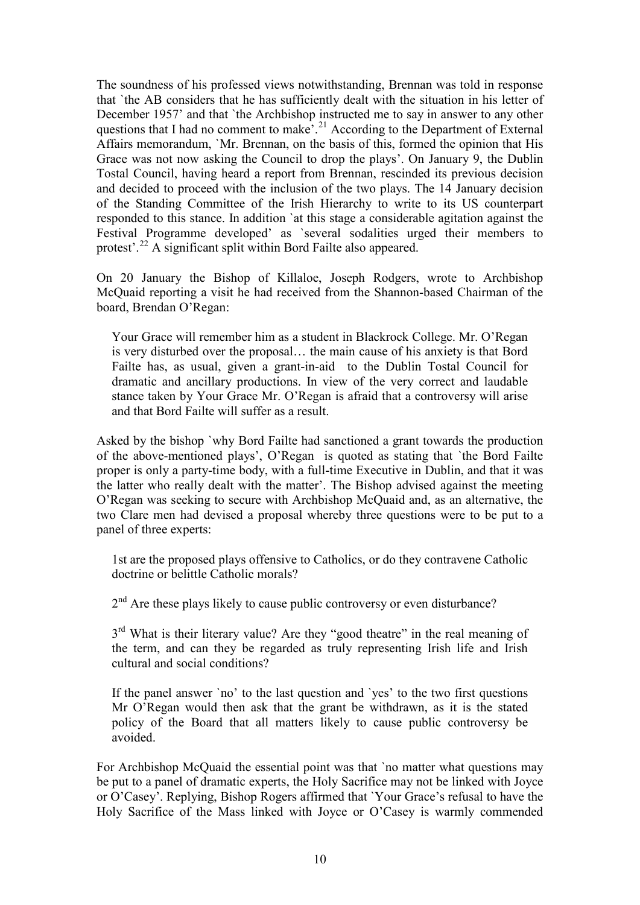The soundness of his professed views notwithstanding, Brennan was told in response that `the AB considers that he has sufficiently dealt with the situation in his letter of December 1957' and that `the Archbishop instructed me to say in answer to any other questions that I had no comment to make'.[21] According to the Department of External Affairs memorandum, `Mr. Brennan, on the basis of this, formed the opinion that His Grace was not now asking the Council to drop the plays'. On January 9, the Dublin Tostal Council, having heard a report from Brennan, rescinded its previous decision and decided to proceed with the inclusion of the two plays. The 14 January decision of the Standing Committee of the Irish Hierarchy to write to its US counterpart responded to this stance. In addition `at this stage a considerable agitation against the Festival Programme developed' as `several sodalities urged their members to protest'.[22] A significant split within Bord Failte also appeared.

On 20 January the Bishop of Killaloe, Joseph Rodgers, wrote to Archbishop McQuaid reporting a visit he had received from the Shannon-based Chairman of the board, Brendan O'Regan:

> Your Grace will remember him as a student in Blackrock College. Mr. O'Regan is very disturbed over the proposal… the main cause of his anxiety is that Bord Failte has, as usual, given a grant-in-aid to the Dublin Tostal Council for dramatic and ancillary productions. In view of the very correct and laudable stance taken by Your Grace Mr. O'Regan is afraid that a controversy will arise and that Bord Failte will suffer as a result.

Asked by the bishop `why Bord Failte had sanctioned a grant towards the production of the above-mentioned plays', O'Regan is quoted as stating that `the Bord Failte proper is only a party-time body, with a full-time Executive in Dublin, and that it was the latter who really dealt with the matter'. The Bishop advised against the meeting O'Regan was seeking to secure with Archbishop McQuaid and, as an alternative, the two Clare men had devised a proposal whereby three questions were to be put to a panel of three experts:

> 1st are the proposed plays offensive to Catholics, or do they contravene Catholic doctrine or belittle Catholic morals?
>
> 2nd Are these plays likely to cause public controversy or even disturbance?
>
> 3rd What is their literary value? Are they "good theatre" in the real meaning of the term, and can they be regarded as truly representing Irish life and Irish cultural and social conditions?
>
> If the panel answer `no' to the last question and `yes' to the two first questions Mr O'Regan would then ask that the grant be withdrawn, as it is the stated policy of the Board that all matters likely to cause public controversy be avoided.

For Archbishop McQuaid the essential point was that `no matter what questions may be put to a panel of dramatic experts, the Holy Sacrifice may not be linked with Joyce or O'Casey'. Replying, Bishop Rogers affirmed that `Your Grace's refusal to have the Holy Sacrifice of the Mass linked with Joyce or O'Casey is warmly commended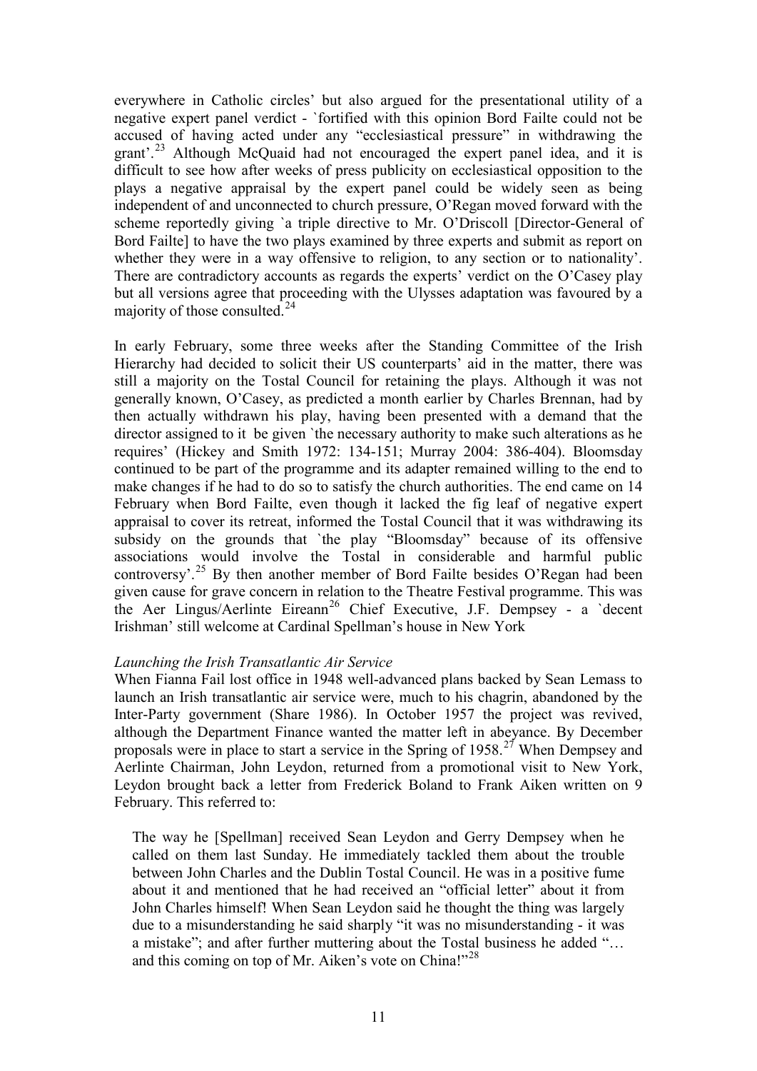everywhere in Catholic circles' but also argued for the presentational utility of a negative expert panel verdict - `fortified with this opinion Bord Failte could not be accused of having acted under any "ecclesiastical pressure" in withdrawing the grant'.[23] Although McQuaid had not encouraged the expert panel idea, and it is difficult to see how after weeks of press publicity on ecclesiastical opposition to the plays a negative appraisal by the expert panel could be widely seen as being independent of and unconnected to church pressure, O'Regan moved forward with the scheme reportedly giving `a triple directive to Mr. O'Driscoll [Director-General of Bord Failte] to have the two plays examined by three experts and submit as report on whether they were in a way offensive to religion, to any section or to nationality'. There are contradictory accounts as regards the experts' verdict on the O'Casey play but all versions agree that proceeding with the Ulysses adaptation was favoured by a majority of those consulted.[24]

In early February, some three weeks after the Standing Committee of the Irish Hierarchy had decided to solicit their US counterparts' aid in the matter, there was still a majority on the Tostal Council for retaining the plays. Although it was not generally known, O'Casey, as predicted a month earlier by Charles Brennan, had by then actually withdrawn his play, having been presented with a demand that the director assigned to it be given `the necessary authority to make such alterations as he requires' (Hickey and Smith 1972: 134-151; Murray 2004: 386-404). Bloomsday continued to be part of the programme and its adapter remained willing to the end to make changes if he had to do so to satisfy the church authorities. The end came on 14 February when Bord Failte, even though it lacked the fig leaf of negative expert appraisal to cover its retreat, informed the Tostal Council that it was withdrawing its subsidy on the grounds that `the play "Bloomsday" because of its offensive associations would involve the Tostal in considerable and harmful public controversy'.[25] By then another member of Bord Failte besides O'Regan had been given cause for grave concern in relation to the Theatre Festival programme. This was the Aer Lingus/Aerlinte Eireann[26] Chief Executive, J.F. Dempsey - a `decent Irishman' still welcome at Cardinal Spellman's house in New York

*Launching the Irish Transatlantic Air Service*

When Fianna Fail lost office in 1948 well-advanced plans backed by Sean Lemass to launch an Irish transatlantic air service were, much to his chagrin, abandoned by the Inter-Party government (Share 1986). In October 1957 the project was revived, although the Department Finance wanted the matter left in abeyance. By December proposals were in place to start a service in the Spring of 1958.[27] When Dempsey and Aerlinte Chairman, John Leydon, returned from a promotional visit to New York, Leydon brought back a letter from Frederick Boland to Frank Aiken written on 9 February. This referred to:

> The way he [Spellman] received Sean Leydon and Gerry Dempsey when he called on them last Sunday. He immediately tackled them about the trouble between John Charles and the Dublin Tostal Council. He was in a positive fume about it and mentioned that he had received an "official letter" about it from John Charles himself! When Sean Leydon said he thought the thing was largely due to a misunderstanding he said sharply "it was no misunderstanding - it was a mistake"; and after further muttering about the Tostal business he added "… and this coming on top of Mr. Aiken's vote on China!"[28]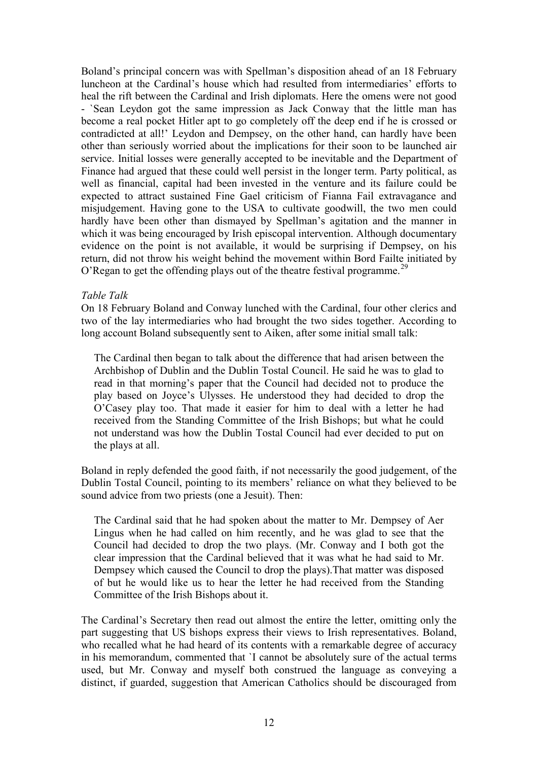Boland's principal concern was with Spellman's disposition ahead of an 18 February luncheon at the Cardinal's house which had resulted from intermediaries' efforts to heal the rift between the Cardinal and Irish diplomats. Here the omens were not good - `Sean Leydon got the same impression as Jack Conway that the little man has become a real pocket Hitler apt to go completely off the deep end if he is crossed or contradicted at all!' Leydon and Dempsey, on the other hand, can hardly have been other than seriously worried about the implications for their soon to be launched air service. Initial losses were generally accepted to be inevitable and the Department of Finance had argued that these could well persist in the longer term. Party political, as well as financial, capital had been invested in the venture and its failure could be expected to attract sustained Fine Gael criticism of Fianna Fail extravagance and misjudgement. Having gone to the USA to cultivate goodwill, the two men could hardly have been other than dismayed by Spellman's agitation and the manner in which it was being encouraged by Irish episcopal intervention. Although documentary evidence on the point is not available, it would be surprising if Dempsey, on his return, did not throw his weight behind the movement within Bord Failte initiated by O'Regan to get the offending plays out of the theatre festival programme.[29]

*Table Talk*

On 18 February Boland and Conway lunched with the Cardinal, four other clerics and two of the lay intermediaries who had brought the two sides together. According to long account Boland subsequently sent to Aiken, after some initial small talk:

> The Cardinal then began to talk about the difference that had arisen between the Archbishop of Dublin and the Dublin Tostal Council. He said he was to glad to read in that morning's paper that the Council had decided not to produce the play based on Joyce's Ulysses. He understood they had decided to drop the O'Casey play too. That made it easier for him to deal with a letter he had received from the Standing Committee of the Irish Bishops; but what he could not understand was how the Dublin Tostal Council had ever decided to put on the plays at all.

Boland in reply defended the good faith, if not necessarily the good judgement, of the Dublin Tostal Council, pointing to its members' reliance on what they believed to be sound advice from two priests (one a Jesuit). Then:

> The Cardinal said that he had spoken about the matter to Mr. Dempsey of Aer Lingus when he had called on him recently, and he was glad to see that the Council had decided to drop the two plays. (Mr. Conway and I both got the clear impression that the Cardinal believed that it was what he had said to Mr. Dempsey which caused the Council to drop the plays).That matter was disposed of but he would like us to hear the letter he had received from the Standing Committee of the Irish Bishops about it.

The Cardinal's Secretary then read out almost the entire the letter, omitting only the part suggesting that US bishops express their views to Irish representatives. Boland, who recalled what he had heard of its contents with a remarkable degree of accuracy in his memorandum, commented that `I cannot be absolutely sure of the actual terms used, but Mr. Conway and myself both construed the language as conveying a distinct, if guarded, suggestion that American Catholics should be discouraged from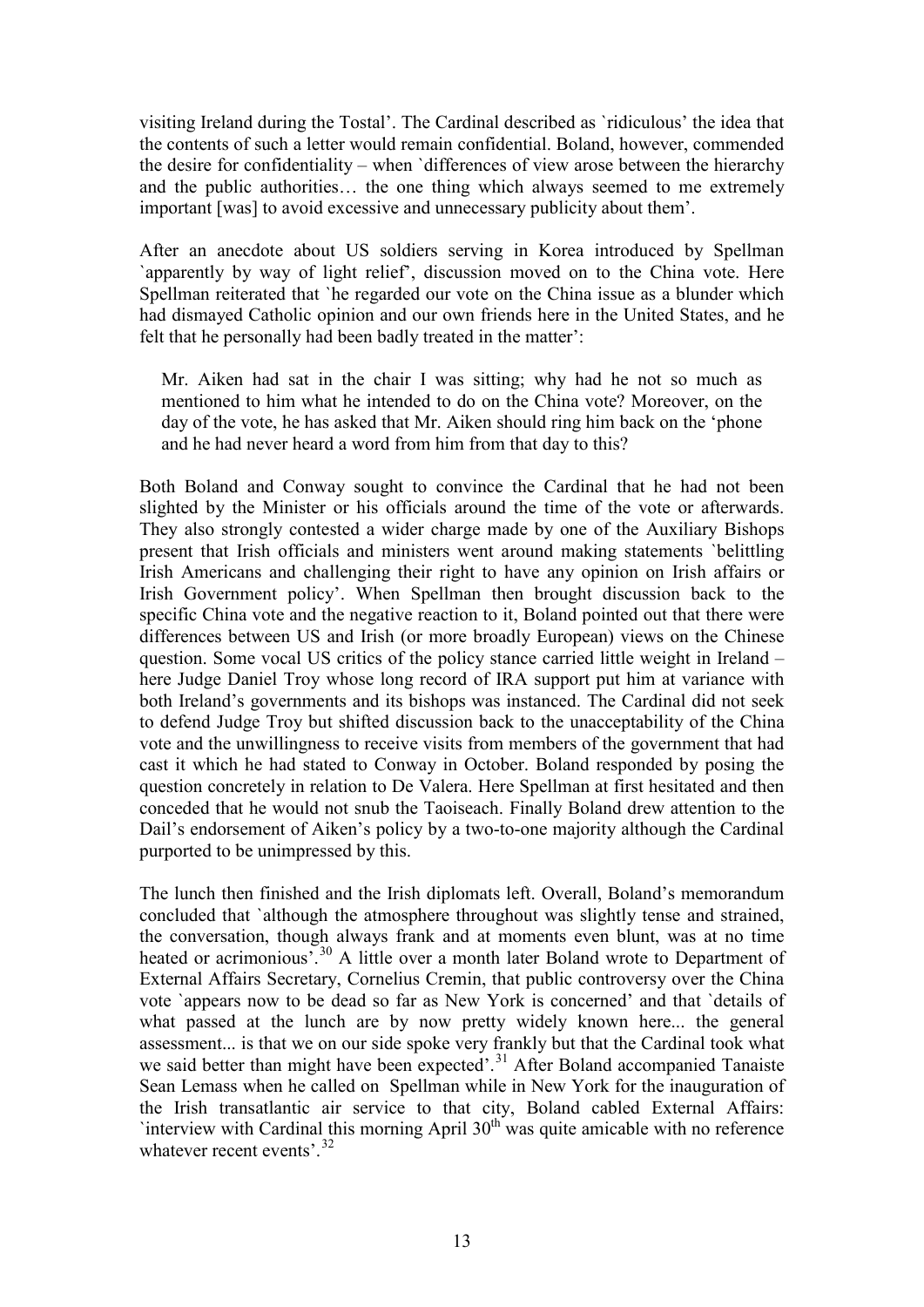visiting Ireland during the Tostal'. The Cardinal described as `ridiculous' the idea that the contents of such a letter would remain confidential. Boland, however, commended the desire for confidentiality – when `differences of view arose between the hierarchy and the public authorities… the one thing which always seemed to me extremely important [was] to avoid excessive and unnecessary publicity about them'.

After an anecdote about US soldiers serving in Korea introduced by Spellman `apparently by way of light relief', discussion moved on to the China vote. Here Spellman reiterated that `he regarded our vote on the China issue as a blunder which had dismayed Catholic opinion and our own friends here in the United States, and he felt that he personally had been badly treated in the matter':

> Mr. Aiken had sat in the chair I was sitting; why had he not so much as mentioned to him what he intended to do on the China vote? Moreover, on the day of the vote, he has asked that Mr. Aiken should ring him back on the 'phone and he had never heard a word from him from that day to this?

Both Boland and Conway sought to convince the Cardinal that he had not been slighted by the Minister or his officials around the time of the vote or afterwards. They also strongly contested a wider charge made by one of the Auxiliary Bishops present that Irish officials and ministers went around making statements `belittling Irish Americans and challenging their right to have any opinion on Irish affairs or Irish Government policy'. When Spellman then brought discussion back to the specific China vote and the negative reaction to it, Boland pointed out that there were differences between US and Irish (or more broadly European) views on the Chinese question. Some vocal US critics of the policy stance carried little weight in Ireland – here Judge Daniel Troy whose long record of IRA support put him at variance with both Ireland's governments and its bishops was instanced. The Cardinal did not seek to defend Judge Troy but shifted discussion back to the unacceptability of the China vote and the unwillingness to receive visits from members of the government that had cast it which he had stated to Conway in October. Boland responded by posing the question concretely in relation to De Valera. Here Spellman at first hesitated and then conceded that he would not snub the Taoiseach. Finally Boland drew attention to the Dail's endorsement of Aiken's policy by a two-to-one majority although the Cardinal purported to be unimpressed by this.

The lunch then finished and the Irish diplomats left. Overall, Boland's memorandum concluded that `although the atmosphere throughout was slightly tense and strained, the conversation, though always frank and at moments even blunt, was at no time heated or acrimonious'.[30] A little over a month later Boland wrote to Department of External Affairs Secretary, Cornelius Cremin, that public controversy over the China vote `appears now to be dead so far as New York is concerned' and that `details of what passed at the lunch are by now pretty widely known here... the general assessment... is that we on our side spoke very frankly but that the Cardinal took what we said better than might have been expected'.[31] After Boland accompanied Tanaiste Sean Lemass when he called on Spellman while in New York for the inauguration of the Irish transatlantic air service to that city, Boland cabled External Affairs: `interview with Cardinal this morning April 30th was quite amicable with no reference whatever recent events'.[32]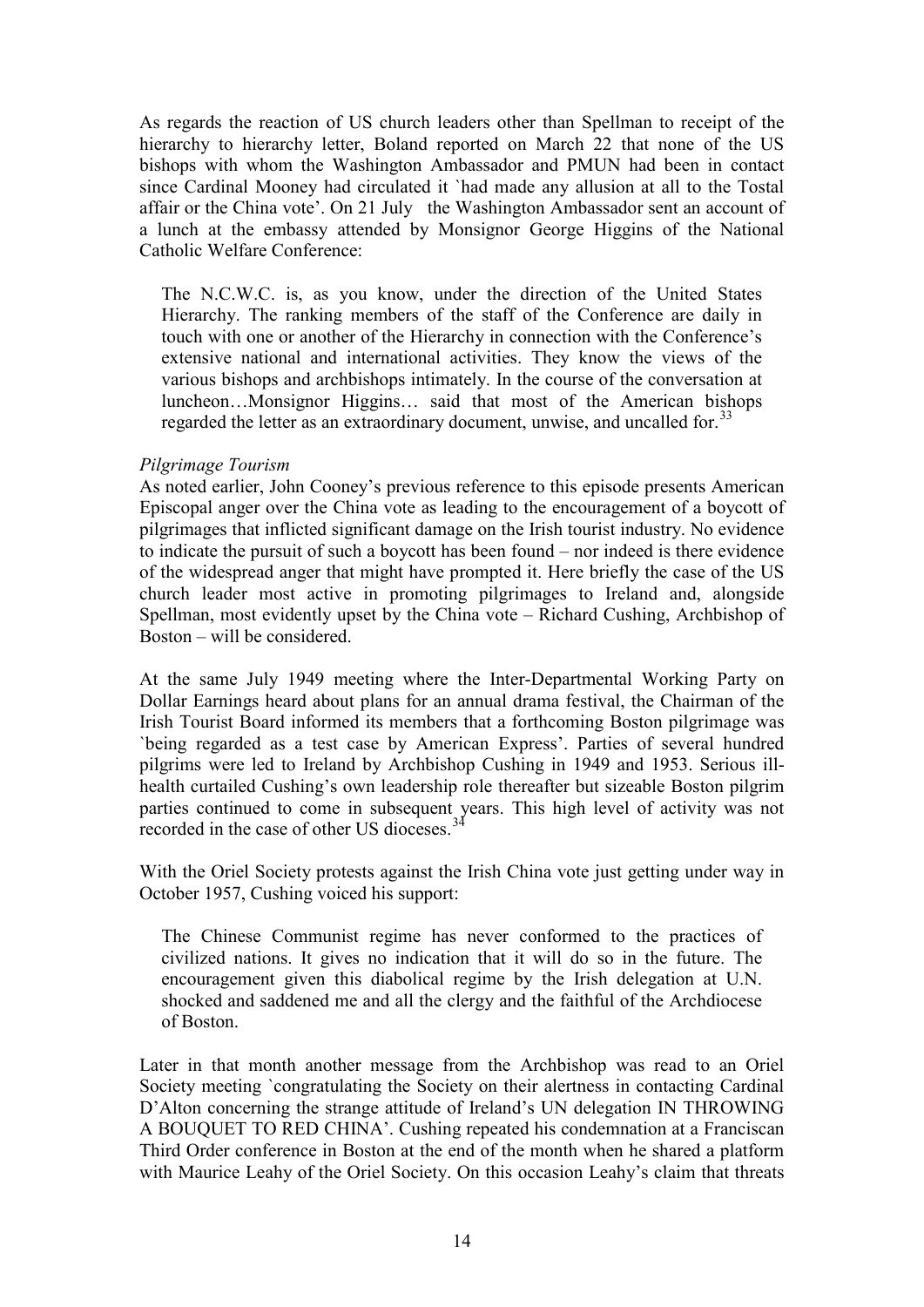As regards the reaction of US church leaders other than Spellman to receipt of the hierarchy to hierarchy letter, Boland reported on March 22 that none of the US bishops with whom the Washington Ambassador and PMUN had been in contact since Cardinal Mooney had circulated it `had made any allusion at all to the Tostal affair or the China vote'. On 21 July the Washington Ambassador sent an account of a lunch at the embassy attended by Monsignor George Higgins of the National Catholic Welfare Conference:

> The N.C.W.C. is, as you know, under the direction of the United States Hierarchy. The ranking members of the staff of the Conference are daily in touch with one or another of the Hierarchy in connection with the Conference's extensive national and international activities. They know the views of the various bishops and archbishops intimately. In the course of the conversation at luncheon…Monsignor Higgins… said that most of the American bishops regarded the letter as an extraordinary document, unwise, and uncalled for.[33]

*Pilgrimage Tourism*

As noted earlier, John Cooney's previous reference to this episode presents American Episcopal anger over the China vote as leading to the encouragement of a boycott of pilgrimages that inflicted significant damage on the Irish tourist industry. No evidence to indicate the pursuit of such a boycott has been found – nor indeed is there evidence of the widespread anger that might have prompted it. Here briefly the case of the US church leader most active in promoting pilgrimages to Ireland and, alongside Spellman, most evidently upset by the China vote – Richard Cushing, Archbishop of Boston – will be considered.

At the same July 1949 meeting where the Inter-Departmental Working Party on Dollar Earnings heard about plans for an annual drama festival, the Chairman of the Irish Tourist Board informed its members that a forthcoming Boston pilgrimage was `being regarded as a test case by American Express'. Parties of several hundred pilgrims were led to Ireland by Archbishop Cushing in 1949 and 1953. Serious ill-health curtailed Cushing's own leadership role thereafter but sizeable Boston pilgrim parties continued to come in subsequent years. This high level of activity was not recorded in the case of other US dioceses.[34]

With the Oriel Society protests against the Irish China vote just getting under way in October 1957, Cushing voiced his support:

> The Chinese Communist regime has never conformed to the practices of civilized nations. It gives no indication that it will do so in the future. The encouragement given this diabolical regime by the Irish delegation at U.N. shocked and saddened me and all the clergy and the faithful of the Archdiocese of Boston.

Later in that month another message from the Archbishop was read to an Oriel Society meeting `congratulating the Society on their alertness in contacting Cardinal D'Alton concerning the strange attitude of Ireland's UN delegation IN THROWING A BOUQUET TO RED CHINA'. Cushing repeated his condemnation at a Franciscan Third Order conference in Boston at the end of the month when he shared a platform with Maurice Leahy of the Oriel Society. On this occasion Leahy's claim that threats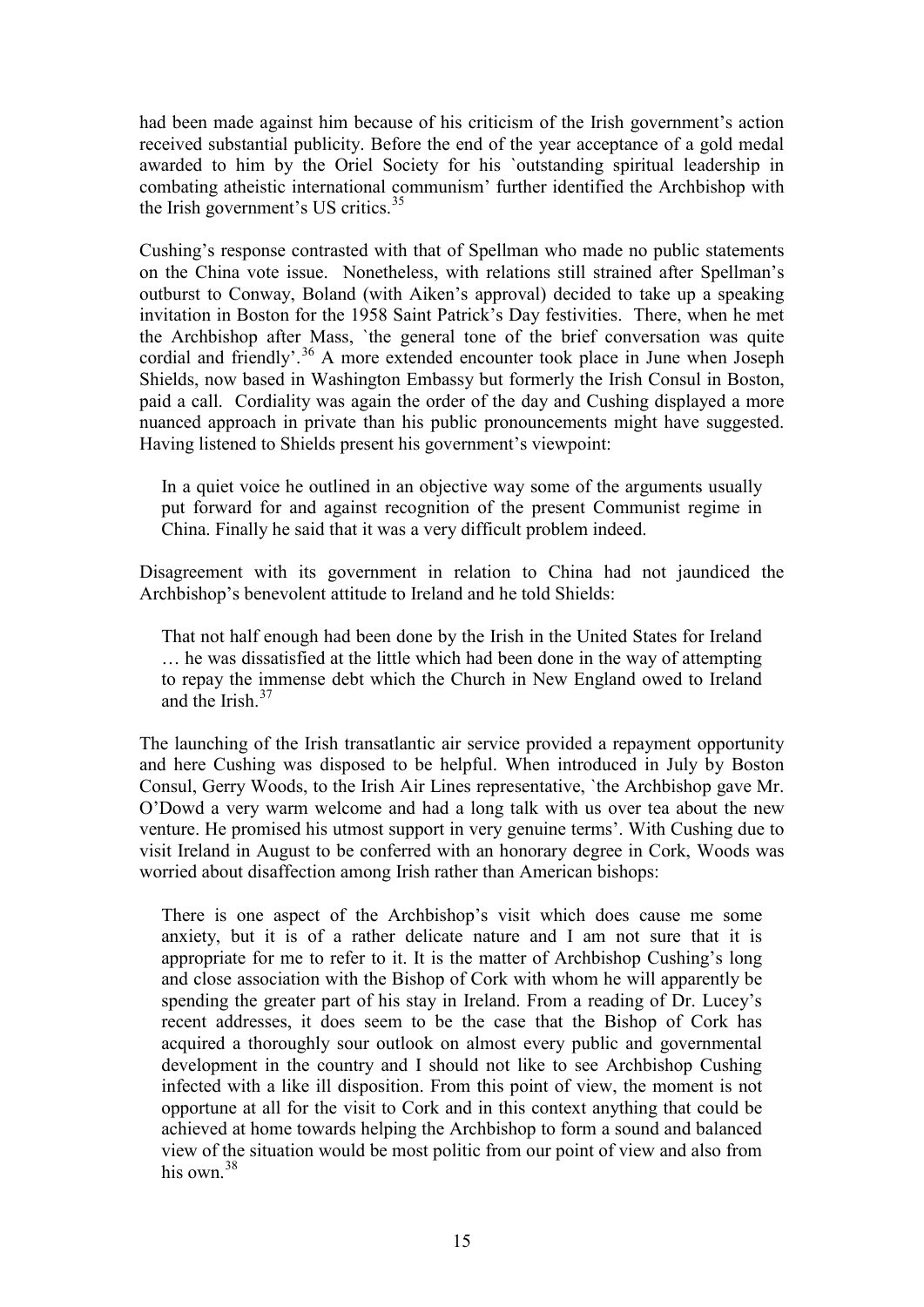had been made against him because of his criticism of the Irish government's action received substantial publicity. Before the end of the year acceptance of a gold medal awarded to him by the Oriel Society for his `outstanding spiritual leadership in combating atheistic international communism' further identified the Archbishop with the Irish government's US critics.[35]

Cushing's response contrasted with that of Spellman who made no public statements on the China vote issue. Nonetheless, with relations still strained after Spellman's outburst to Conway, Boland (with Aiken's approval) decided to take up a speaking invitation in Boston for the 1958 Saint Patrick's Day festivities. There, when he met the Archbishop after Mass, `the general tone of the brief conversation was quite cordial and friendly'.[36] A more extended encounter took place in June when Joseph Shields, now based in Washington Embassy but formerly the Irish Consul in Boston, paid a call. Cordiality was again the order of the day and Cushing displayed a more nuanced approach in private than his public pronouncements might have suggested. Having listened to Shields present his government's viewpoint:

> In a quiet voice he outlined in an objective way some of the arguments usually put forward for and against recognition of the present Communist regime in China. Finally he said that it was a very difficult problem indeed.

Disagreement with its government in relation to China had not jaundiced the Archbishop's benevolent attitude to Ireland and he told Shields:

> That not half enough had been done by the Irish in the United States for Ireland … he was dissatisfied at the little which had been done in the way of attempting to repay the immense debt which the Church in New England owed to Ireland and the Irish.[37]

The launching of the Irish transatlantic air service provided a repayment opportunity and here Cushing was disposed to be helpful. When introduced in July by Boston Consul, Gerry Woods, to the Irish Air Lines representative, `the Archbishop gave Mr. O'Dowd a very warm welcome and had a long talk with us over tea about the new venture. He promised his utmost support in very genuine terms'. With Cushing due to visit Ireland in August to be conferred with an honorary degree in Cork, Woods was worried about disaffection among Irish rather than American bishops:

> There is one aspect of the Archbishop's visit which does cause me some anxiety, but it is of a rather delicate nature and I am not sure that it is appropriate for me to refer to it. It is the matter of Archbishop Cushing's long and close association with the Bishop of Cork with whom he will apparently be spending the greater part of his stay in Ireland. From a reading of Dr. Lucey's recent addresses, it does seem to be the case that the Bishop of Cork has acquired a thoroughly sour outlook on almost every public and governmental development in the country and I should not like to see Archbishop Cushing infected with a like ill disposition. From this point of view, the moment is not opportune at all for the visit to Cork and in this context anything that could be achieved at home towards helping the Archbishop to form a sound and balanced view of the situation would be most politic from our point of view and also from his own.[38]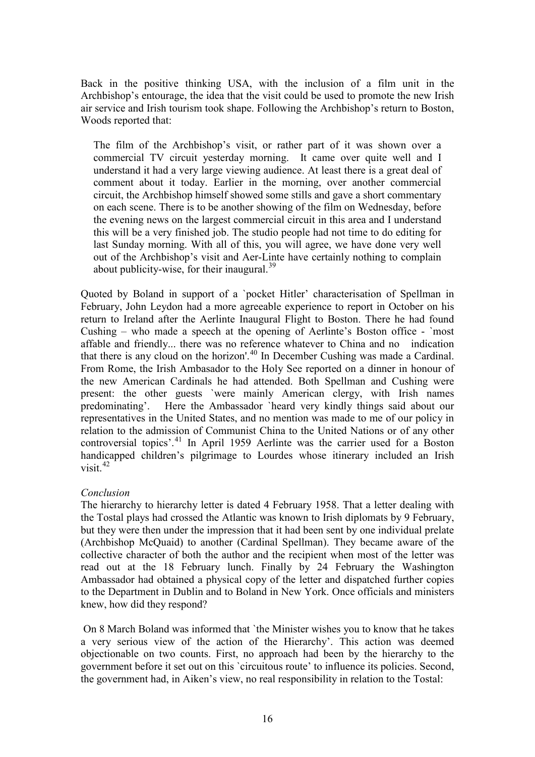Back in the positive thinking USA, with the inclusion of a film unit in the Archbishop's entourage, the idea that the visit could be used to promote the new Irish air service and Irish tourism took shape. Following the Archbishop's return to Boston, Woods reported that:

> The film of the Archbishop's visit, or rather part of it was shown over a commercial TV circuit yesterday morning. It came over quite well and I understand it had a very large viewing audience. At least there is a great deal of comment about it today. Earlier in the morning, over another commercial circuit, the Archbishop himself showed some stills and gave a short commentary on each scene. There is to be another showing of the film on Wednesday, before the evening news on the largest commercial circuit in this area and I understand this will be a very finished job. The studio people had not time to do editing for last Sunday morning. With all of this, you will agree, we have done very well out of the Archbishop's visit and Aer-Linte have certainly nothing to complain about publicity-wise, for their inaugural.[39]

Quoted by Boland in support of a `pocket Hitler' characterisation of Spellman in February, John Leydon had a more agreeable experience to report in October on his return to Ireland after the Aerlinte Inaugural Flight to Boston. There he had found Cushing – who made a speech at the opening of Aerlinte's Boston office - `most affable and friendly... there was no reference whatever to China and no indication that there is any cloud on the horizon'.[40] In December Cushing was made a Cardinal. From Rome, the Irish Ambasador to the Holy See reported on a dinner in honour of the new American Cardinals he had attended. Both Spellman and Cushing were present: the other guests `were mainly American clergy, with Irish names predominating'. Here the Ambassador `heard very kindly things said about our representatives in the United States, and no mention was made to me of our policy in relation to the admission of Communist China to the United Nations or of any other controversial topics'.[41] In April 1959 Aerlinte was the carrier used for a Boston handicapped children's pilgrimage to Lourdes whose itinerary included an Irish visit.[42]

*Conclusion*

The hierarchy to hierarchy letter is dated 4 February 1958. That a letter dealing with the Tostal plays had crossed the Atlantic was known to Irish diplomats by 9 February, but they were then under the impression that it had been sent by one individual prelate (Archbishop McQuaid) to another (Cardinal Spellman). They became aware of the collective character of both the author and the recipient when most of the letter was read out at the 18 February lunch. Finally by 24 February the Washington Ambassador had obtained a physical copy of the letter and dispatched further copies to the Department in Dublin and to Boland in New York. Once officials and ministers knew, how did they respond?

On 8 March Boland was informed that `the Minister wishes you to know that he takes a very serious view of the action of the Hierarchy'. This action was deemed objectionable on two counts. First, no approach had been by the hierarchy to the government before it set out on this `circuitous route' to influence its policies. Second, the government had, in Aiken's view, no real responsibility in relation to the Tostal: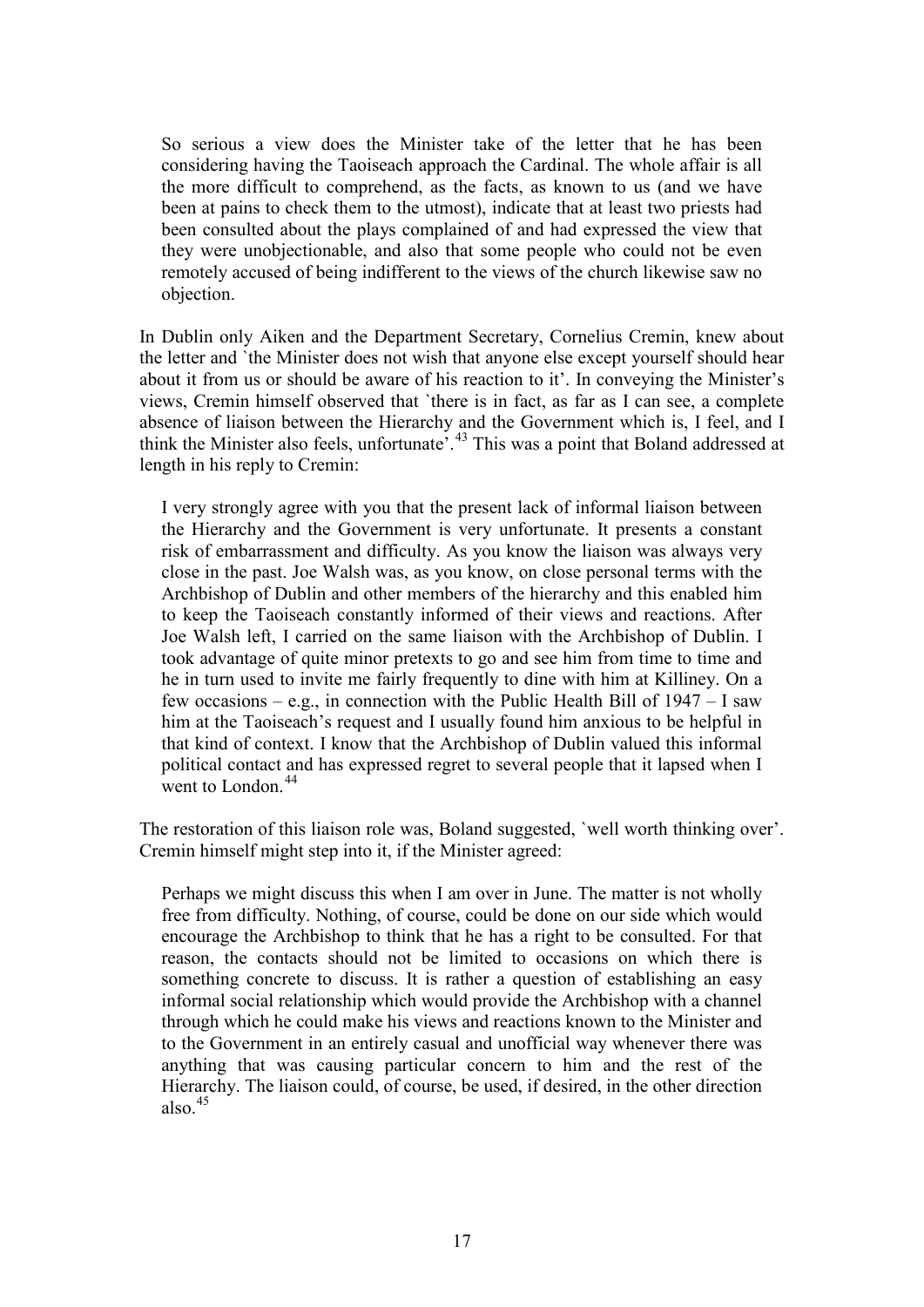> So serious a view does the Minister take of the letter that he has been considering having the Taoiseach approach the Cardinal. The whole affair is all the more difficult to comprehend, as the facts, as known to us (and we have been at pains to check them to the utmost), indicate that at least two priests had been consulted about the plays complained of and had expressed the view that they were unobjectionable, and also that some people who could not be even remotely accused of being indifferent to the views of the church likewise saw no objection.

In Dublin only Aiken and the Department Secretary, Cornelius Cremin, knew about the letter and `the Minister does not wish that anyone else except yourself should hear about it from us or should be aware of his reaction to it'. In conveying the Minister's views, Cremin himself observed that `there is in fact, as far as I can see, a complete absence of liaison between the Hierarchy and the Government which is, I feel, and I think the Minister also feels, unfortunate'.[43] This was a point that Boland addressed at length in his reply to Cremin:

> I very strongly agree with you that the present lack of informal liaison between the Hierarchy and the Government is very unfortunate. It presents a constant risk of embarrassment and difficulty. As you know the liaison was always very close in the past. Joe Walsh was, as you know, on close personal terms with the Archbishop of Dublin and other members of the hierarchy and this enabled him to keep the Taoiseach constantly informed of their views and reactions. After Joe Walsh left, I carried on the same liaison with the Archbishop of Dublin. I took advantage of quite minor pretexts to go and see him from time to time and he in turn used to invite me fairly frequently to dine with him at Killiney. On a few occasions – e.g., in connection with the Public Health Bill of 1947 – I saw him at the Taoiseach's request and I usually found him anxious to be helpful in that kind of context. I know that the Archbishop of Dublin valued this informal political contact and has expressed regret to several people that it lapsed when I went to London.[44]

The restoration of this liaison role was, Boland suggested, `well worth thinking over'. Cremin himself might step into it, if the Minister agreed:

> Perhaps we might discuss this when I am over in June. The matter is not wholly free from difficulty. Nothing, of course, could be done on our side which would encourage the Archbishop to think that he has a right to be consulted. For that reason, the contacts should not be limited to occasions on which there is something concrete to discuss. It is rather a question of establishing an easy informal social relationship which would provide the Archbishop with a channel through which he could make his views and reactions known to the Minister and to the Government in an entirely casual and unofficial way whenever there was anything that was causing particular concern to him and the rest of the Hierarchy. The liaison could, of course, be used, if desired, in the other direction also.[45]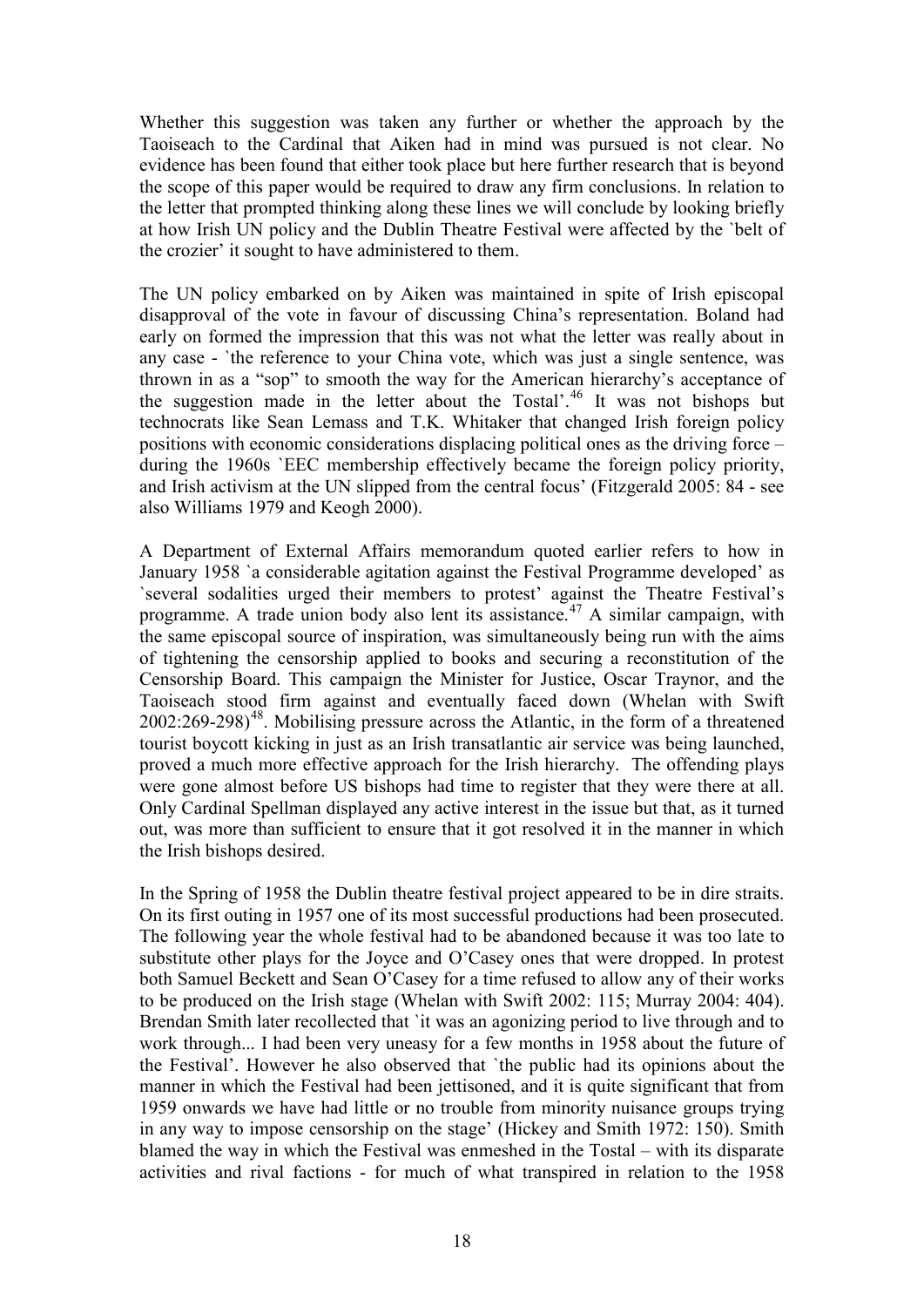Whether this suggestion was taken any further or whether the approach by the Taoiseach to the Cardinal that Aiken had in mind was pursued is not clear. No evidence has been found that either took place but here further research that is beyond the scope of this paper would be required to draw any firm conclusions. In relation to the letter that prompted thinking along these lines we will conclude by looking briefly at how Irish UN policy and the Dublin Theatre Festival were affected by the `belt of the crozier' it sought to have administered to them.

The UN policy embarked on by Aiken was maintained in spite of Irish episcopal disapproval of the vote in favour of discussing China's representation. Boland had early on formed the impression that this was not what the letter was really about in any case - `the reference to your China vote, which was just a single sentence, was thrown in as a "sop" to smooth the way for the American hierarchy's acceptance of the suggestion made in the letter about the Tostal'.[46] It was not bishops but technocrats like Sean Lemass and T.K. Whitaker that changed Irish foreign policy positions with economic considerations displacing political ones as the driving force – during the 1960s `EEC membership effectively became the foreign policy priority, and Irish activism at the UN slipped from the central focus' (Fitzgerald 2005: 84 - see also Williams 1979 and Keogh 2000).

A Department of External Affairs memorandum quoted earlier refers to how in January 1958 `a considerable agitation against the Festival Programme developed' as `several sodalities urged their members to protest' against the Theatre Festival's programme. A trade union body also lent its assistance.[47] A similar campaign, with the same episcopal source of inspiration, was simultaneously being run with the aims of tightening the censorship applied to books and securing a reconstitution of the Censorship Board. This campaign the Minister for Justice, Oscar Traynor, and the Taoiseach stood firm against and eventually faced down (Whelan with Swift 2002:269-298)[48]. Mobilising pressure across the Atlantic, in the form of a threatened tourist boycott kicking in just as an Irish transatlantic air service was being launched, proved a much more effective approach for the Irish hierarchy. The offending plays were gone almost before US bishops had time to register that they were there at all. Only Cardinal Spellman displayed any active interest in the issue but that, as it turned out, was more than sufficient to ensure that it got resolved it in the manner in which the Irish bishops desired.

In the Spring of 1958 the Dublin theatre festival project appeared to be in dire straits. On its first outing in 1957 one of its most successful productions had been prosecuted. The following year the whole festival had to be abandoned because it was too late to substitute other plays for the Joyce and O'Casey ones that were dropped. In protest both Samuel Beckett and Sean O'Casey for a time refused to allow any of their works to be produced on the Irish stage (Whelan with Swift 2002: 115; Murray 2004: 404). Brendan Smith later recollected that `it was an agonizing period to live through and to work through... I had been very uneasy for a few months in 1958 about the future of the Festival'. However he also observed that `the public had its opinions about the manner in which the Festival had been jettisoned, and it is quite significant that from 1959 onwards we have had little or no trouble from minority nuisance groups trying in any way to impose censorship on the stage' (Hickey and Smith 1972: 150). Smith blamed the way in which the Festival was enmeshed in the Tostal – with its disparate activities and rival factions - for much of what transpired in relation to the 1958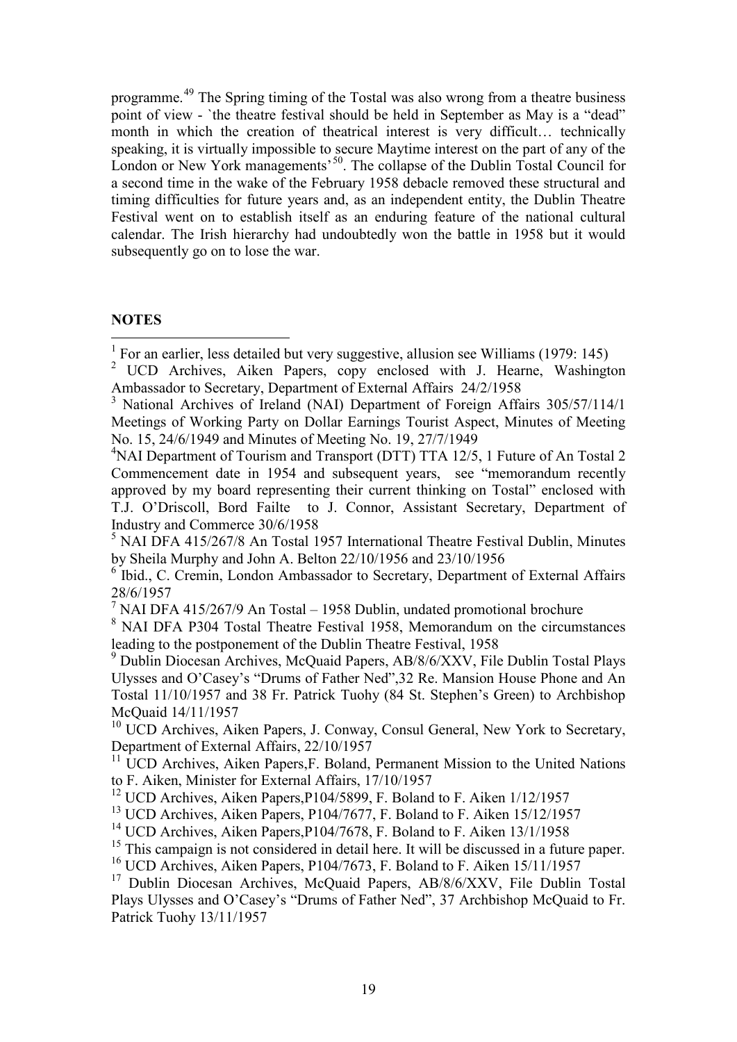programme.[49] The Spring timing of the Tostal was also wrong from a theatre business point of view - `the theatre festival should be held in September as May is a "dead" month in which the creation of theatrical interest is very difficult… technically speaking, it is virtually impossible to secure Maytime interest on the part of any of the London or New York managements'[50]. The collapse of the Dublin Tostal Council for a second time in the wake of the February 1958 debacle removed these structural and timing difficulties for future years and, as an independent entity, the Dublin Theatre Festival went on to establish itself as an enduring feature of the national cultural calendar. The Irish hierarchy had undoubtedly won the battle in 1958 but it would subsequently go on to lose the war.

**NOTES**

[1] For an earlier, less detailed but very suggestive, allusion see Williams (1979: 145)

[2] UCD Archives, Aiken Papers, copy enclosed with J. Hearne, Washington Ambassador to Secretary, Department of External Affairs 24/2/1958

[3] National Archives of Ireland (NAI) Department of Foreign Affairs 305/57/114/1 Meetings of Working Party on Dollar Earnings Tourist Aspect, Minutes of Meeting No. 15, 24/6/1949 and Minutes of Meeting No. 19, 27/7/1949

[4] NAI Department of Tourism and Transport (DTT) TTA 12/5, 1 Future of An Tostal 2 Commencement date in 1954 and subsequent years, see "memorandum recently approved by my board representing their current thinking on Tostal" enclosed with T.J. O'Driscoll, Bord Failte to J. Connor, Assistant Secretary, Department of Industry and Commerce 30/6/1958

[5] NAI DFA 415/267/8 An Tostal 1957 International Theatre Festival Dublin, Minutes by Sheila Murphy and John A. Belton 22/10/1956 and 23/10/1956

[6] Ibid., C. Cremin, London Ambassador to Secretary, Department of External Affairs 28/6/1957

[7] NAI DFA 415/267/9 An Tostal – 1958 Dublin, undated promotional brochure

[8] NAI DFA P304 Tostal Theatre Festival 1958, Memorandum on the circumstances leading to the postponement of the Dublin Theatre Festival, 1958

[9] Dublin Diocesan Archives, McQuaid Papers, AB/8/6/XXV, File Dublin Tostal Plays Ulysses and O'Casey's "Drums of Father Ned",32 Re. Mansion House Phone and An Tostal 11/10/1957 and 38 Fr. Patrick Tuohy (84 St. Stephen's Green) to Archbishop McQuaid 14/11/1957

[10] UCD Archives, Aiken Papers, J. Conway, Consul General, New York to Secretary, Department of External Affairs, 22/10/1957

[11] UCD Archives, Aiken Papers,F. Boland, Permanent Mission to the United Nations to F. Aiken, Minister for External Affairs, 17/10/1957

[12] UCD Archives, Aiken Papers,P104/5899, F. Boland to F. Aiken 1/12/1957

[13] UCD Archives, Aiken Papers, P104/7677, F. Boland to F. Aiken 15/12/1957

[14] UCD Archives, Aiken Papers,P104/7678, F. Boland to F. Aiken 13/1/1958

[15] This campaign is not considered in detail here. It will be discussed in a future paper.

[16] UCD Archives, Aiken Papers, P104/7673, F. Boland to F. Aiken 15/11/1957

[17] Dublin Diocesan Archives, McQuaid Papers, AB/8/6/XXV, File Dublin Tostal Plays Ulysses and O'Casey's "Drums of Father Ned", 37 Archbishop McQuaid to Fr. Patrick Tuohy 13/11/1957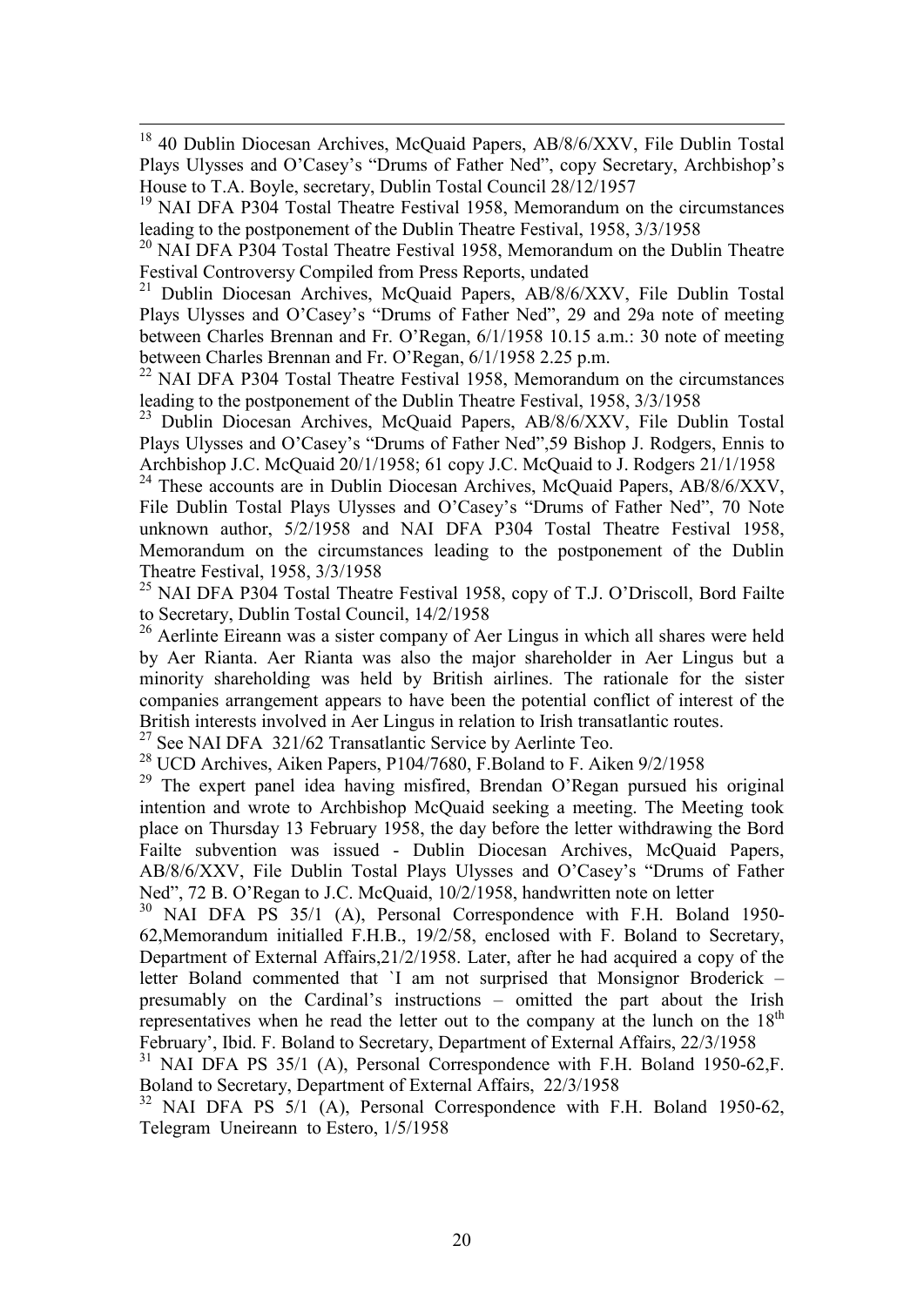[18] 40 Dublin Diocesan Archives, McQuaid Papers, AB/8/6/XXV, File Dublin Tostal Plays Ulysses and O'Casey's "Drums of Father Ned", copy Secretary, Archbishop's House to T.A. Boyle, secretary, Dublin Tostal Council 28/12/1957

[19] NAI DFA P304 Tostal Theatre Festival 1958, Memorandum on the circumstances leading to the postponement of the Dublin Theatre Festival, 1958, 3/3/1958

[20] NAI DFA P304 Tostal Theatre Festival 1958, Memorandum on the Dublin Theatre Festival Controversy Compiled from Press Reports, undated

[21] Dublin Diocesan Archives, McQuaid Papers, AB/8/6/XXV, File Dublin Tostal Plays Ulysses and O'Casey's "Drums of Father Ned", 29 and 29a note of meeting between Charles Brennan and Fr. O'Regan, 6/1/1958 10.15 a.m.: 30 note of meeting between Charles Brennan and Fr. O'Regan, 6/1/1958 2.25 p.m.

[22] NAI DFA P304 Tostal Theatre Festival 1958, Memorandum on the circumstances leading to the postponement of the Dublin Theatre Festival, 1958, 3/3/1958

[23] Dublin Diocesan Archives, McQuaid Papers, AB/8/6/XXV, File Dublin Tostal Plays Ulysses and O'Casey's "Drums of Father Ned",59 Bishop J. Rodgers, Ennis to Archbishop J.C. McQuaid 20/1/1958; 61 copy J.C. McQuaid to J. Rodgers 21/1/1958

[24] These accounts are in Dublin Diocesan Archives, McQuaid Papers, AB/8/6/XXV, File Dublin Tostal Plays Ulysses and O'Casey's "Drums of Father Ned", 70 Note unknown author, 5/2/1958 and NAI DFA P304 Tostal Theatre Festival 1958, Memorandum on the circumstances leading to the postponement of the Dublin Theatre Festival, 1958, 3/3/1958

[25] NAI DFA P304 Tostal Theatre Festival 1958, copy of T.J. O'Driscoll, Bord Failte to Secretary, Dublin Tostal Council, 14/2/1958

[26] Aerlinte Eireann was a sister company of Aer Lingus in which all shares were held by Aer Rianta. Aer Rianta was also the major shareholder in Aer Lingus but a minority shareholding was held by British airlines. The rationale for the sister companies arrangement appears to have been the potential conflict of interest of the British interests involved in Aer Lingus in relation to Irish transatlantic routes.

[27] See NAI DFA 321/62 Transatlantic Service by Aerlinte Teo.

[28] UCD Archives, Aiken Papers, P104/7680, F.Boland to F. Aiken 9/2/1958

[29] The expert panel idea having misfired, Brendan O'Regan pursued his original intention and wrote to Archbishop McQuaid seeking a meeting. The Meeting took place on Thursday 13 February 1958, the day before the letter withdrawing the Bord Failte subvention was issued - Dublin Diocesan Archives, McQuaid Papers, AB/8/6/XXV, File Dublin Tostal Plays Ulysses and O'Casey's "Drums of Father Ned", 72 B. O'Regan to J.C. McQuaid, 10/2/1958, handwritten note on letter

[30] NAI DFA PS 35/1 (A), Personal Correspondence with F.H. Boland 1950-62,Memorandum initialled F.H.B., 19/2/58, enclosed with F. Boland to Secretary, Department of External Affairs,21/2/1958. Later, after he had acquired a copy of the letter Boland commented that `I am not surprised that Monsignor Broderick – presumably on the Cardinal's instructions – omitted the part about the Irish representatives when he read the letter out to the company at the lunch on the 18th February', Ibid. F. Boland to Secretary, Department of External Affairs, 22/3/1958

[31] NAI DFA PS 35/1 (A), Personal Correspondence with F.H. Boland 1950-62,F. Boland to Secretary, Department of External Affairs, 22/3/1958

[32] NAI DFA PS 5/1 (A), Personal Correspondence with F.H. Boland 1950-62, Telegram Uneireann to Estero, 1/5/1958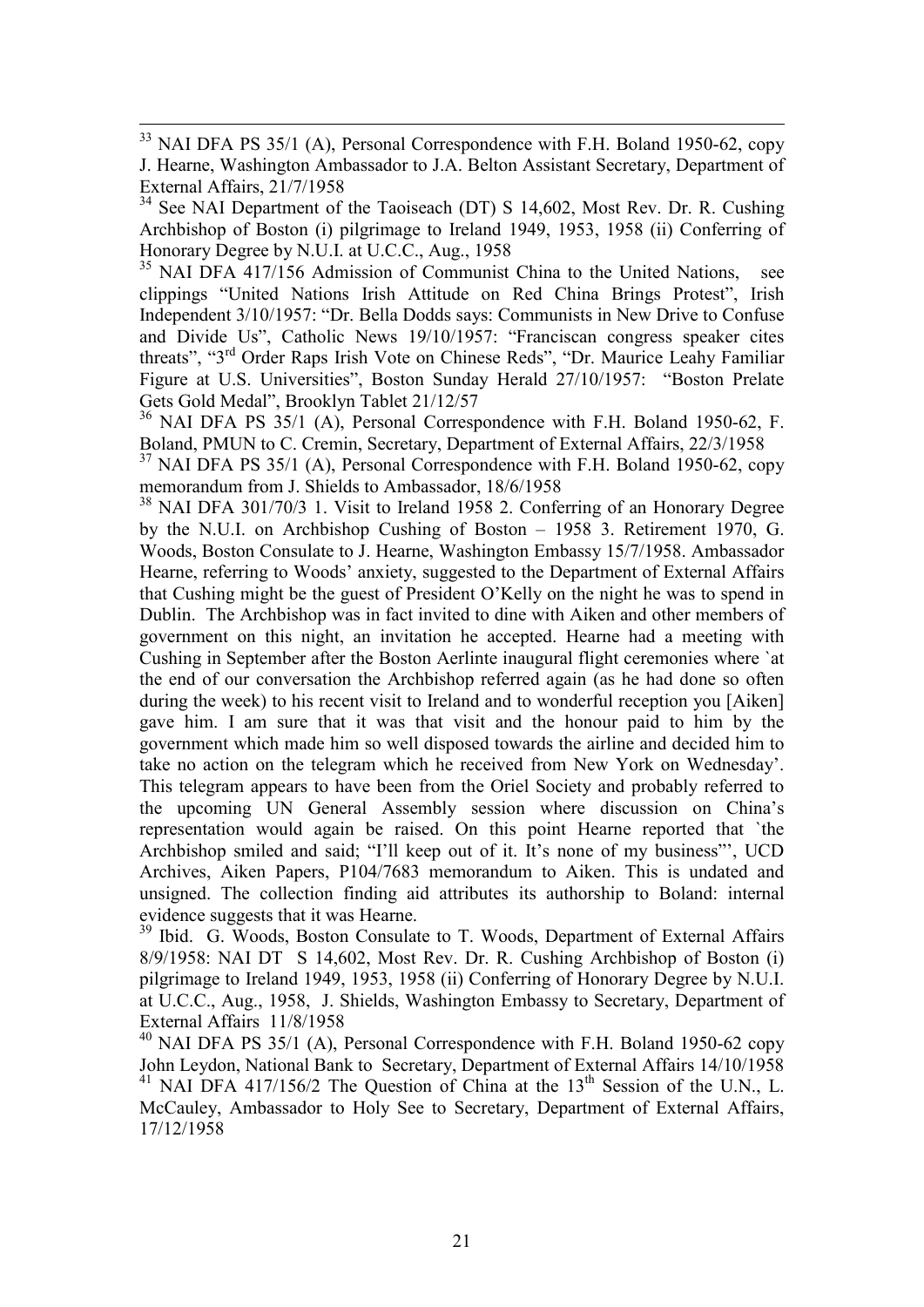[33] NAI DFA PS 35/1 (A), Personal Correspondence with F.H. Boland 1950-62, copy J. Hearne, Washington Ambassador to J.A. Belton Assistant Secretary, Department of External Affairs, 21/7/1958

[34] See NAI Department of the Taoiseach (DT) S 14,602, Most Rev. Dr. R. Cushing Archbishop of Boston (i) pilgrimage to Ireland 1949, 1953, 1958 (ii) Conferring of Honorary Degree by N.U.I. at U.C.C., Aug., 1958

[35] NAI DFA 417/156 Admission of Communist China to the United Nations, see clippings "United Nations Irish Attitude on Red China Brings Protest", Irish Independent 3/10/1957: "Dr. Bella Dodds says: Communists in New Drive to Confuse and Divide Us", Catholic News 19/10/1957: "Franciscan congress speaker cites threats", "3rd Order Raps Irish Vote on Chinese Reds", "Dr. Maurice Leahy Familiar Figure at U.S. Universities", Boston Sunday Herald 27/10/1957: "Boston Prelate Gets Gold Medal", Brooklyn Tablet 21/12/57

[36] NAI DFA PS 35/1 (A), Personal Correspondence with F.H. Boland 1950-62, F. Boland, PMUN to C. Cremin, Secretary, Department of External Affairs, 22/3/1958

[37] NAI DFA PS 35/1 (A), Personal Correspondence with F.H. Boland 1950-62, copy memorandum from J. Shields to Ambassador, 18/6/1958

[38] NAI DFA 301/70/3 1. Visit to Ireland 1958 2. Conferring of an Honorary Degree by the N.U.I. on Archbishop Cushing of Boston – 1958 3. Retirement 1970, G. Woods, Boston Consulate to J. Hearne, Washington Embassy 15/7/1958. Ambassador Hearne, referring to Woods' anxiety, suggested to the Department of External Affairs that Cushing might be the guest of President O'Kelly on the night he was to spend in Dublin. The Archbishop was in fact invited to dine with Aiken and other members of government on this night, an invitation he accepted. Hearne had a meeting with Cushing in September after the Boston Aerlinte inaugural flight ceremonies where `at the end of our conversation the Archbishop referred again (as he had done so often during the week) to his recent visit to Ireland and to wonderful reception you [Aiken] gave him. I am sure that it was that visit and the honour paid to him by the government which made him so well disposed towards the airline and decided him to take no action on the telegram which he received from New York on Wednesday'. This telegram appears to have been from the Oriel Society and probably referred to the upcoming UN General Assembly session where discussion on China's representation would again be raised. On this point Hearne reported that `the Archbishop smiled and said; "I'll keep out of it. It's none of my business"', UCD Archives, Aiken Papers, P104/7683 memorandum to Aiken. This is undated and unsigned. The collection finding aid attributes its authorship to Boland: internal evidence suggests that it was Hearne.

[39] Ibid. G. Woods, Boston Consulate to T. Woods, Department of External Affairs 8/9/1958: NAI DT S 14,602, Most Rev. Dr. R. Cushing Archbishop of Boston (i) pilgrimage to Ireland 1949, 1953, 1958 (ii) Conferring of Honorary Degree by N.U.I. at U.C.C., Aug., 1958, J. Shields, Washington Embassy to Secretary, Department of External Affairs 11/8/1958

[40] NAI DFA PS 35/1 (A), Personal Correspondence with F.H. Boland 1950-62 copy John Leydon, National Bank to Secretary, Department of External Affairs 14/10/1958

[41] NAI DFA 417/156/2 The Question of China at the 13th Session of the U.N., L. McCauley, Ambassador to Holy See to Secretary, Department of External Affairs, 17/12/1958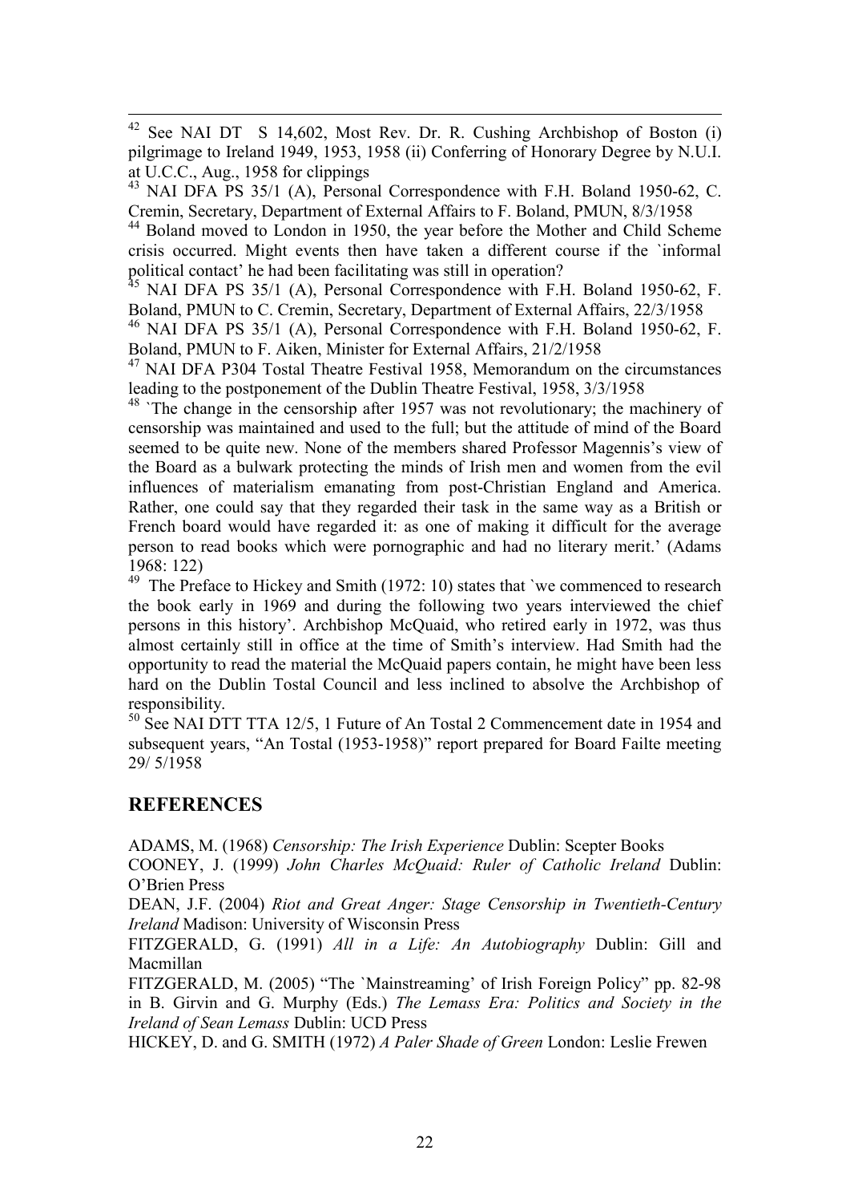[42] See NAI DT S 14,602, Most Rev. Dr. R. Cushing Archbishop of Boston (i) pilgrimage to Ireland 1949, 1953, 1958 (ii) Conferring of Honorary Degree by N.U.I. at U.C.C., Aug., 1958 for clippings

[43] NAI DFA PS 35/1 (A), Personal Correspondence with F.H. Boland 1950-62, C. Cremin, Secretary, Department of External Affairs to F. Boland, PMUN, 8/3/1958

[44] Boland moved to London in 1950, the year before the Mother and Child Scheme crisis occurred. Might events then have taken a different course if the `informal political contact' he had been facilitating was still in operation?

[45] NAI DFA PS 35/1 (A), Personal Correspondence with F.H. Boland 1950-62, F. Boland, PMUN to C. Cremin, Secretary, Department of External Affairs, 22/3/1958

[46] NAI DFA PS 35/1 (A), Personal Correspondence with F.H. Boland 1950-62, F. Boland, PMUN to F. Aiken, Minister for External Affairs, 21/2/1958

[47] NAI DFA P304 Tostal Theatre Festival 1958, Memorandum on the circumstances leading to the postponement of the Dublin Theatre Festival, 1958, 3/3/1958

[48] `The change in the censorship after 1957 was not revolutionary; the machinery of censorship was maintained and used to the full; but the attitude of mind of the Board seemed to be quite new. None of the members shared Professor Magennis's view of the Board as a bulwark protecting the minds of Irish men and women from the evil influences of materialism emanating from post-Christian England and America. Rather, one could say that they regarded their task in the same way as a British or French board would have regarded it: as one of making it difficult for the average person to read books which were pornographic and had no literary merit.' (Adams 1968: 122)

[49] The Preface to Hickey and Smith (1972: 10) states that `we commenced to research the book early in 1969 and during the following two years interviewed the chief persons in this history'. Archbishop McQuaid, who retired early in 1972, was thus almost certainly still in office at the time of Smith's interview. Had Smith had the opportunity to read the material the McQuaid papers contain, he might have been less hard on the Dublin Tostal Council and less inclined to absolve the Archbishop of responsibility.

[50] See NAI DTT TTA 12/5, 1 Future of An Tostal 2 Commencement date in 1954 and subsequent years, "An Tostal (1953-1958)" report prepared for Board Failte meeting 29/ 5/1958

## REFERENCES

ADAMS, M. (1968) *Censorship: The Irish Experience* Dublin: Scepter Books

COONEY, J. (1999) *John Charles McQuaid: Ruler of Catholic Ireland* Dublin: O'Brien Press

DEAN, J.F. (2004) *Riot and Great Anger: Stage Censorship in Twentieth-Century Ireland* Madison: University of Wisconsin Press

FITZGERALD, G. (1991) *All in a Life: An Autobiography* Dublin: Gill and Macmillan

FITZGERALD, M. (2005) "The `Mainstreaming' of Irish Foreign Policy" pp. 82-98 in B. Girvin and G. Murphy (Eds.) *The Lemass Era: Politics and Society in the Ireland of Sean Lemass* Dublin: UCD Press

HICKEY, D. and G. SMITH (1972) *A Paler Shade of Green* London: Leslie Frewen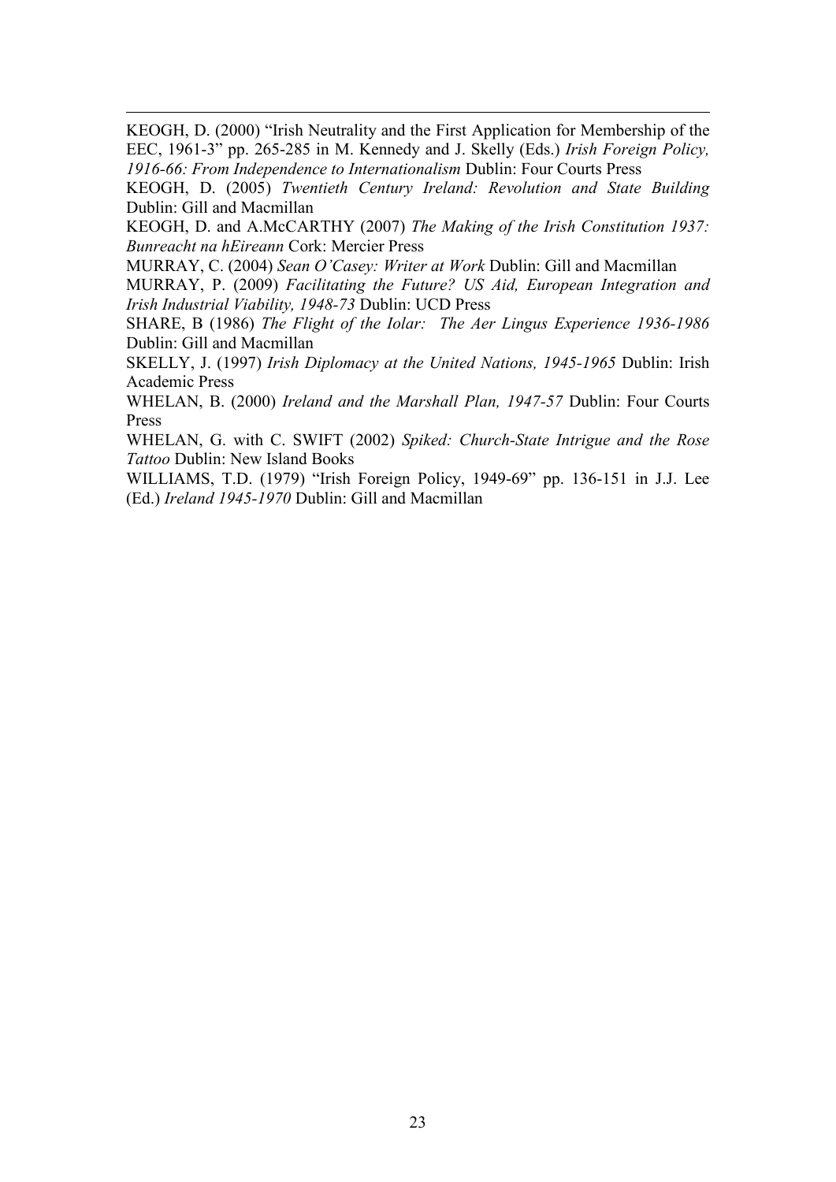KEOGH, D. (2000) "Irish Neutrality and the First Application for Membership of the EEC, 1961-3" pp. 265-285 in M. Kennedy and J. Skelly (Eds.) *Irish Foreign Policy, 1916-66: From Independence to Internationalism* Dublin: Four Courts Press

KEOGH, D. (2005) *Twentieth Century Ireland: Revolution and State Building* Dublin: Gill and Macmillan

KEOGH, D. and A.McCARTHY (2007) *The Making of the Irish Constitution 1937: Bunreacht na hEireann* Cork: Mercier Press

MURRAY, C. (2004) *Sean O'Casey: Writer at Work* Dublin: Gill and Macmillan

MURRAY, P. (2009) *Facilitating the Future? US Aid, European Integration and Irish Industrial Viability, 1948-73* Dublin: UCD Press

SHARE, B (1986) *The Flight of the Iolar: The Aer Lingus Experience 1936-1986* Dublin: Gill and Macmillan

SKELLY, J. (1997) *Irish Diplomacy at the United Nations, 1945-1965* Dublin: Irish Academic Press

WHELAN, B. (2000) *Ireland and the Marshall Plan, 1947-57* Dublin: Four Courts Press

WHELAN, G. with C. SWIFT (2002) *Spiked: Church-State Intrigue and the Rose Tattoo* Dublin: New Island Books

WILLIAMS, T.D. (1979) "Irish Foreign Policy, 1949-69" pp. 136-151 in J.J. Lee (Ed.) *Ireland 1945-1970* Dublin: Gill and Macmillan